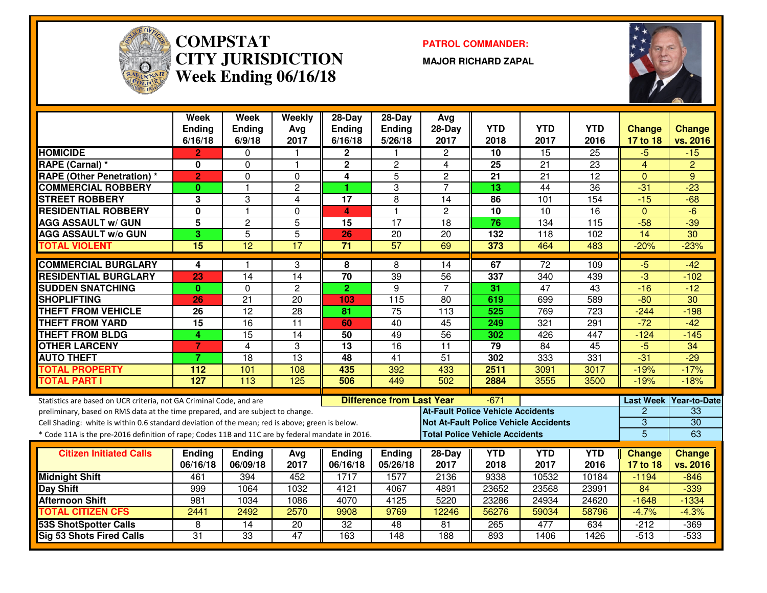# COMPSTAT CITY JURISDICTION
## Week Ending 06/16/18

**PATROL COMMANDER:**
**MAJOR RICHARD ZAPAL**

| | Week Ending 6/16/18 | Week Ending 6/9/18 | Weekly Avg 2017 | 28-Day Ending 6/16/18 | 28-Day Ending 5/26/18 | Avg 28-Day 2017 | YTD 2018 | YTD 2017 | YTD 2016 | Change 17 to 18 | Change vs. 2016 |
|---|---|---|---|---|---|---|---|---|---|---|---|
| **HOMICIDE** | 2 | 0 | 1 | 2 | 1 | 2 | 10 | 15 | 25 | -5 | -15 |
| **RAPE (Carnal) *** | 0 | 0 | 1 | 2 | 2 | 4 | 25 | 21 | 23 | 4 | 2 |
| **RAPE (Other Penetration) *** | 2 | 0 | 0 | 4 | 5 | 2 | 21 | 21 | 12 | 0 | 9 |
| **COMMERCIAL ROBBERY** | 0 | 1 | 2 | 1 | 3 | 7 | 13 | 44 | 36 | -31 | -23 |
| **STREET ROBBERY** | 3 | 3 | 4 | 17 | 8 | 14 | 86 | 101 | 154 | -15 | -68 |
| **RESIDENTIAL ROBBERY** | 0 | 1 | 0 | 4 | 1 | 2 | 10 | 10 | 16 | 0 | -6 |
| **AGG ASSAULT w/ GUN** | 5 | 2 | 5 | 15 | 17 | 18 | 76 | 134 | 115 | -58 | -39 |
| **AGG ASSAULT w/o GUN** | 3 | 5 | 5 | 26 | 20 | 20 | 132 | 118 | 102 | 14 | 30 |
| **TOTAL VIOLENT** | 15 | 12 | 17 | 71 | 57 | 69 | 373 | 464 | 483 | -20% | -23% |
| **COMMERCIAL BURGLARY** | 4 | 1 | 3 | 8 | 8 | 14 | 67 | 72 | 109 | -5 | -42 |
| **RESIDENTIAL BURGLARY** | 23 | 14 | 14 | 70 | 39 | 56 | 337 | 340 | 439 | -3 | -102 |
| **SUDDEN SNATCHING** | 0 | 0 | 2 | 2 | 9 | 7 | 31 | 47 | 43 | -16 | -12 |
| **SHOPLIFTING** | 26 | 21 | 20 | 103 | 115 | 80 | 619 | 699 | 589 | -80 | 30 |
| **THEFT FROM VEHICLE** | 26 | 12 | 28 | 81 | 75 | 113 | 525 | 769 | 723 | -244 | -198 |
| **THEFT FROM YARD** | 15 | 16 | 11 | 60 | 40 | 45 | 249 | 321 | 291 | -72 | -42 |
| **THEFT FROM BLDG** | 4 | 15 | 14 | 50 | 49 | 56 | 302 | 426 | 447 | -124 | -145 |
| **OTHER LARCENY** | 7 | 4 | 3 | 13 | 16 | 11 | 79 | 84 | 45 | -5 | 34 |
| **AUTO THEFT** | 7 | 18 | 13 | 48 | 41 | 51 | 302 | 333 | 331 | -31 | -29 |
| **TOTAL PROPERTY** | 112 | 101 | 108 | 435 | 392 | 433 | 2511 | 3091 | 3017 | -19% | -17% |
| **TOTAL PART I** | 127 | 113 | 125 | 506 | 449 | 502 | 2884 | 3555 | 3500 | -19% | -18% |

Statistics are based on UCR criteria, not GA Criminal Code, and are preliminary, based on RMS data at the time prepared, and are subject to change.
Cell Shading: white is within 0.6 standard deviation of the mean; red is above; green is below.
* Code 11A is the pre-2016 definition of rape; Codes 11B and 11C are by federal mandate in 2016.

**Difference from Last Year:** -671

| | Last Week | Year-to-Date |
|---|---|---|
| **At-Fault Police Vehicle Accidents** | 2 | 33 |
| **Not At-Fault Police Vehicle Accidents** | 3 | 30 |
| **Total Police Vehicle Accidents** | 5 | 63 |

| Citizen Initiated Calls | Ending 06/16/18 | Ending 06/09/18 | Avg 2017 | Ending 06/16/18 | Ending 05/26/18 | 28-Day 2017 | YTD 2018 | YTD 2017 | YTD 2016 | Change 17 to 18 | Change vs. 2016 |
|---|---|---|---|---|---|---|---|---|---|---|---|
| **Midnight Shift** | 461 | 394 | 452 | 1717 | 1577 | 2136 | 9338 | 10532 | 10184 | -1194 | -846 |
| **Day Shift** | 999 | 1064 | 1032 | 4121 | 4067 | 4891 | 23652 | 23568 | 23991 | 84 | -339 |
| **Afternoon Shift** | 981 | 1034 | 1086 | 4070 | 4125 | 5220 | 23286 | 24934 | 24620 | -1648 | -1334 |
| **TOTAL CITIZEN CFS** | 2441 | 2492 | 2570 | 9908 | 9769 | 12246 | 56276 | 59034 | 58796 | -4.7% | -4.3% |
| **53S ShotSpotter Calls** | 8 | 14 | 20 | 32 | 48 | 81 | 265 | 477 | 634 | -212 | -369 |
| **Sig 53 Shots Fired Calls** | 31 | 33 | 47 | 163 | 148 | 188 | 893 | 1406 | 1426 | -513 | -533 |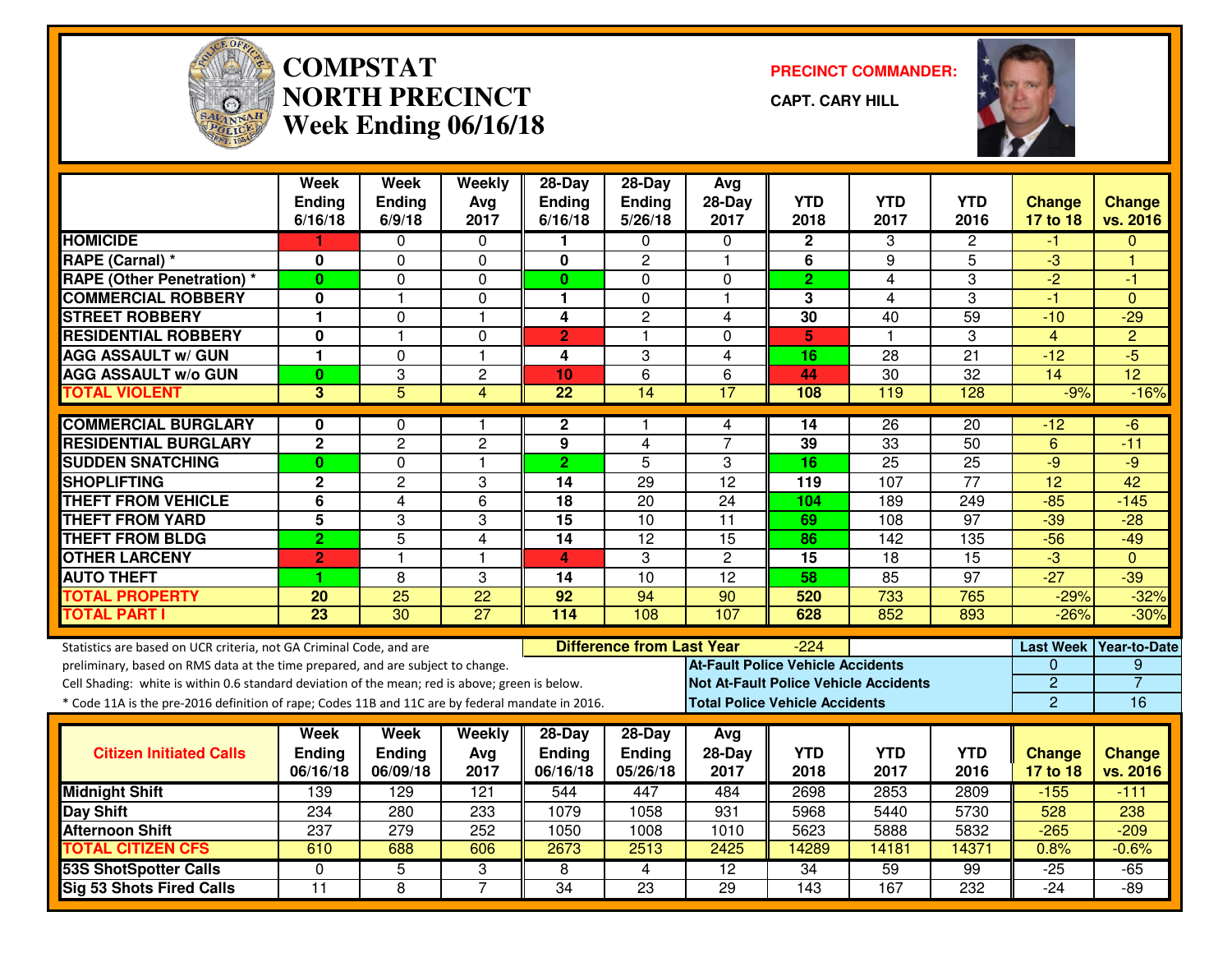# COMPSTAT NORTH PRECINCT Week Ending 06/16/18

**PRECINCT COMMANDER:** CAPT. CARY HILL

| | Week Ending 6/16/18 | Week Ending 6/9/18 | Weekly Avg 2017 | 28-Day Ending 6/16/18 | 28-Day Ending 5/26/18 | Avg 28-Day 2017 | YTD 2018 | YTD 2017 | YTD 2016 | Change 17 to 18 | Change vs. 2016 |
|---|---|---|---|---|---|---|---|---|---|---|---|
| HOMICIDE | 1 | 0 | 0 | 1 | 0 | 0 | 2 | 3 | 2 | -1 | 0 |
| RAPE (Carnal) * | 0 | 0 | 0 | 0 | 2 | 1 | 6 | 9 | 5 | -3 | 1 |
| RAPE (Other Penetration) * | 0 | 0 | 0 | 0 | 0 | 0 | 2 | 4 | 3 | -2 | -1 |
| COMMERCIAL ROBBERY | 0 | 1 | 0 | 1 | 0 | 1 | 3 | 4 | 3 | -1 | 0 |
| STREET ROBBERY | 1 | 0 | 1 | 4 | 2 | 4 | 30 | 40 | 59 | -10 | -29 |
| RESIDENTIAL ROBBERY | 0 | 1 | 0 | 2 | 1 | 0 | 5 | 1 | 3 | 4 | 2 |
| AGG ASSAULT w/ GUN | 1 | 0 | 1 | 4 | 3 | 4 | 16 | 28 | 21 | -12 | -5 |
| AGG ASSAULT w/o GUN | 0 | 3 | 2 | 10 | 6 | 6 | 44 | 30 | 32 | 14 | 12 |
| TOTAL VIOLENT | 3 | 5 | 4 | 22 | 14 | 17 | 108 | 119 | 128 | -9% | -16% |
| COMMERCIAL BURGLARY | 0 | 0 | 1 | 2 | 1 | 4 | 14 | 26 | 20 | -12 | -6 |
| RESIDENTIAL BURGLARY | 2 | 2 | 2 | 9 | 4 | 7 | 39 | 33 | 50 | 6 | -11 |
| SUDDEN SNATCHING | 0 | 0 | 1 | 2 | 5 | 3 | 16 | 25 | 25 | -9 | -9 |
| SHOPLIFTING | 2 | 2 | 3 | 14 | 29 | 12 | 119 | 107 | 77 | 12 | 42 |
| THEFT FROM VEHICLE | 6 | 4 | 6 | 18 | 20 | 24 | 104 | 189 | 249 | -85 | -145 |
| THEFT FROM YARD | 5 | 3 | 3 | 15 | 10 | 11 | 69 | 108 | 97 | -39 | -28 |
| THEFT FROM BLDG | 2 | 5 | 4 | 14 | 12 | 15 | 86 | 142 | 135 | -56 | -49 |
| OTHER LARCENY | 2 | 1 | 1 | 4 | 3 | 2 | 15 | 18 | 15 | -3 | 0 |
| AUTO THEFT | 1 | 8 | 3 | 14 | 10 | 12 | 58 | 85 | 97 | -27 | -39 |
| TOTAL PROPERTY | 20 | 25 | 22 | 92 | 94 | 90 | 520 | 733 | 765 | -29% | -32% |
| TOTAL PART I | 23 | 30 | 27 | 114 | 108 | 107 | 628 | 852 | 893 | -26% | -30% |

Statistics are based on UCR criteria, not GA Criminal Code, and are preliminary, based on RMS data at the time prepared, and are subject to change.

Cell Shading: white is within 0.6 standard deviation of the mean; red is above; green is below.

* Code 11A is the pre-2016 definition of rape; Codes 11B and 11C are by federal mandate in 2016.

**Difference from Last Year:** -224

| | Last Week | Year-to-Date |
|---|---|---|
| At-Fault Police Vehicle Accidents | 0 | 9 |
| Not At-Fault Police Vehicle Accidents | 2 | 7 |
| Total Police Vehicle Accidents | 2 | 16 |

| Citizen Initiated Calls | Week Ending 06/16/18 | Week Ending 06/09/18 | Weekly Avg 2017 | 28-Day Ending 06/16/18 | 28-Day Ending 05/26/18 | Avg 28-Day 2017 | YTD 2018 | YTD 2017 | YTD 2016 | Change 17 to 18 | Change vs. 2016 |
|---|---|---|---|---|---|---|---|---|---|---|---|
| Midnight Shift | 139 | 129 | 121 | 544 | 447 | 484 | 2698 | 2853 | 2809 | -155 | -111 |
| Day Shift | 234 | 280 | 233 | 1079 | 1058 | 931 | 5968 | 5440 | 5730 | 528 | 238 |
| Afternoon Shift | 237 | 279 | 252 | 1050 | 1008 | 1010 | 5623 | 5888 | 5832 | -265 | -209 |
| TOTAL CITIZEN CFS | 610 | 688 | 606 | 2673 | 2513 | 2425 | 14289 | 14181 | 14371 | 0.8% | -0.6% |
| 53S ShotSpotter Calls | 0 | 5 | 3 | 8 | 4 | 12 | 34 | 59 | 99 | -25 | -65 |
| Sig 53 Shots Fired Calls | 11 | 8 | 7 | 34 | 23 | 29 | 143 | 167 | 232 | -24 | -89 |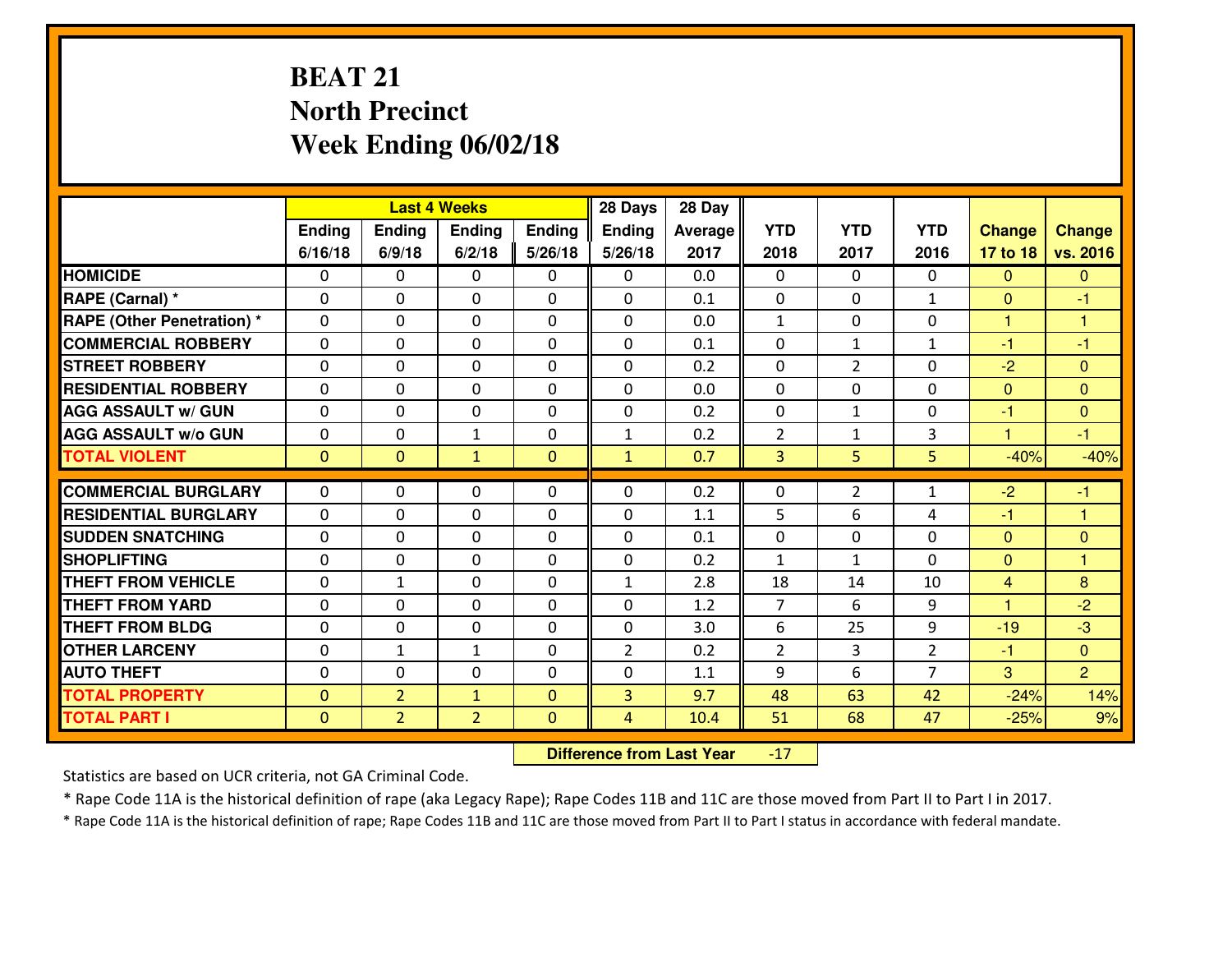# BEAT 21
## North Precinct
## Week Ending 06/02/18

| | Last 4 Weeks | | | | 28 Days | 28 Day | | | | | |
|---|---|---|---|---|---|---|---|---|---|---|---|
| | Ending 6/16/18 | Ending 6/9/18 | Ending 6/2/18 | Ending 5/26/18 | Ending 5/26/18 | Average 2017 | YTD 2018 | YTD 2017 | YTD 2016 | Change 17 to 18 | Change vs. 2016 |
| **HOMICIDE** | 0 | 0 | 0 | 0 | 0 | 0.0 | 0 | 0 | 0 | 0 | 0 |
| **RAPE (Carnal) *** | 0 | 0 | 0 | 0 | 0 | 0.1 | 0 | 0 | 1 | 0 | -1 |
| **RAPE (Other Penetration) *** | 0 | 0 | 0 | 0 | 0 | 0.0 | 1 | 0 | 0 | 1 | 1 |
| **COMMERCIAL ROBBERY** | 0 | 0 | 0 | 0 | 0 | 0.1 | 0 | 1 | 1 | -1 | -1 |
| **STREET ROBBERY** | 0 | 0 | 0 | 0 | 0 | 0.2 | 0 | 2 | 0 | -2 | 0 |
| **RESIDENTIAL ROBBERY** | 0 | 0 | 0 | 0 | 0 | 0.0 | 0 | 0 | 0 | 0 | 0 |
| **AGG ASSAULT w/ GUN** | 0 | 0 | 0 | 0 | 0 | 0.2 | 0 | 1 | 0 | -1 | 0 |
| **AGG ASSAULT w/o GUN** | 0 | 0 | 1 | 0 | 1 | 0.2 | 2 | 1 | 3 | 1 | -1 |
| **TOTAL VIOLENT** | 0 | 0 | 1 | 0 | 1 | 0.7 | 3 | 5 | 5 | -40% | -40% |
| **COMMERCIAL BURGLARY** | 0 | 0 | 0 | 0 | 0 | 0.2 | 0 | 2 | 1 | -2 | -1 |
| **RESIDENTIAL BURGLARY** | 0 | 0 | 0 | 0 | 0 | 1.1 | 5 | 6 | 4 | -1 | 1 |
| **SUDDEN SNATCHING** | 0 | 0 | 0 | 0 | 0 | 0.1 | 0 | 0 | 0 | 0 | 0 |
| **SHOPLIFTING** | 0 | 0 | 0 | 0 | 0 | 0.2 | 1 | 1 | 0 | 0 | 1 |
| **THEFT FROM VEHICLE** | 0 | 1 | 0 | 0 | 1 | 2.8 | 18 | 14 | 10 | 4 | 8 |
| **THEFT FROM YARD** | 0 | 0 | 0 | 0 | 0 | 1.2 | 7 | 6 | 9 | 1 | -2 |
| **THEFT FROM BLDG** | 0 | 0 | 0 | 0 | 0 | 3.0 | 6 | 25 | 9 | -19 | -3 |
| **OTHER LARCENY** | 0 | 1 | 1 | 0 | 2 | 0.2 | 2 | 3 | 2 | -1 | 0 |
| **AUTO THEFT** | 0 | 0 | 0 | 0 | 0 | 1.1 | 9 | 6 | 7 | 3 | 2 |
| **TOTAL PROPERTY** | 0 | 2 | 1 | 0 | 3 | 9.7 | 48 | 63 | 42 | -24% | 14% |
| **TOTAL PART I** | 0 | 2 | 2 | 0 | 4 | 10.4 | 51 | 68 | 47 | -25% | 9% |

**Difference from Last Year** -17

Statistics are based on UCR criteria, not GA Criminal Code.

* Rape Code 11A is the historical definition of rape (aka Legacy Rape); Rape Codes 11B and 11C are those moved from Part II to Part I in 2017.

* Rape Code 11A is the historical definition of rape; Rape Codes 11B and 11C are those moved from Part II to Part I status in accordance with federal mandate.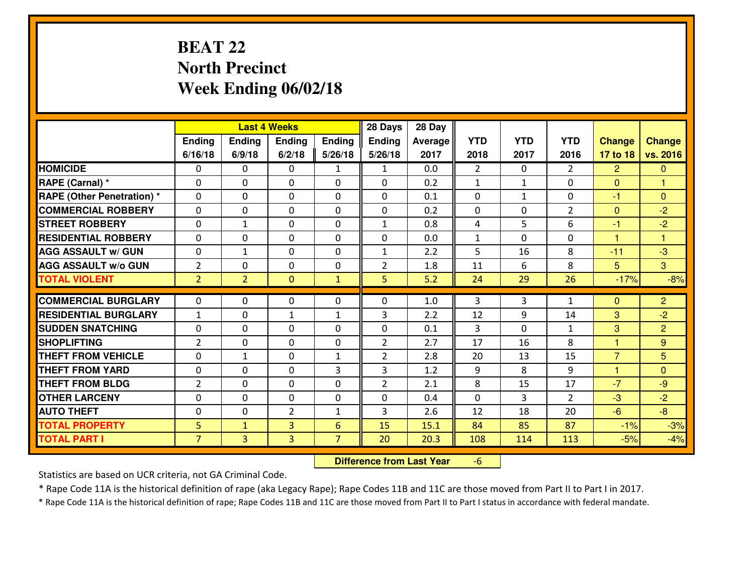# BEAT 22
## North Precinct
## Week Ending 06/02/18

| | Last 4 Weeks | | | | 28 Days | 28 Day | | | | | |
|---|---|---|---|---|---|---|---|---|---|---|---|
| | Ending 6/16/18 | Ending 6/9/18 | Ending 6/2/18 | Ending 5/26/18 | Ending 5/26/18 | Average 2017 | YTD 2018 | YTD 2017 | YTD 2016 | Change 17 to 18 | Change vs. 2016 |
| HOMICIDE | 0 | 0 | 0 | 1 | 1 | 0.0 | 2 | 0 | 2 | 2 | 0 |
| RAPE (Carnal) * | 0 | 0 | 0 | 0 | 0 | 0.2 | 1 | 1 | 0 | 0 | 1 |
| RAPE (Other Penetration) * | 0 | 0 | 0 | 0 | 0 | 0.1 | 0 | 1 | 0 | -1 | 0 |
| COMMERCIAL ROBBERY | 0 | 0 | 0 | 0 | 0 | 0.2 | 0 | 0 | 2 | 0 | -2 |
| STREET ROBBERY | 0 | 1 | 0 | 0 | 1 | 0.8 | 4 | 5 | 6 | -1 | -2 |
| RESIDENTIAL ROBBERY | 0 | 0 | 0 | 0 | 0 | 0.0 | 1 | 0 | 0 | 1 | 1 |
| AGG ASSAULT w/ GUN | 0 | 1 | 0 | 0 | 1 | 2.2 | 5 | 16 | 8 | -11 | -3 |
| AGG ASSAULT w/o GUN | 2 | 0 | 0 | 0 | 2 | 1.8 | 11 | 6 | 8 | 5 | 3 |
| TOTAL VIOLENT | 2 | 2 | 0 | 1 | 5 | 5.2 | 24 | 29 | 26 | -17% | -8% |
| COMMERCIAL BURGLARY | 0 | 0 | 0 | 0 | 0 | 1.0 | 3 | 3 | 1 | 0 | 2 |
| RESIDENTIAL BURGLARY | 1 | 0 | 1 | 1 | 3 | 2.2 | 12 | 9 | 14 | 3 | -2 |
| SUDDEN SNATCHING | 0 | 0 | 0 | 0 | 0 | 0.1 | 3 | 0 | 1 | 3 | 2 |
| SHOPLIFTING | 2 | 0 | 0 | 0 | 2 | 2.7 | 17 | 16 | 8 | 1 | 9 |
| THEFT FROM VEHICLE | 0 | 1 | 0 | 1 | 2 | 2.8 | 20 | 13 | 15 | 7 | 5 |
| THEFT FROM YARD | 0 | 0 | 0 | 3 | 3 | 1.2 | 9 | 8 | 9 | 1 | 0 |
| THEFT FROM BLDG | 2 | 0 | 0 | 0 | 2 | 2.1 | 8 | 15 | 17 | -7 | -9 |
| OTHER LARCENY | 0 | 0 | 0 | 0 | 0 | 0.4 | 0 | 3 | 2 | -3 | -2 |
| AUTO THEFT | 0 | 0 | 2 | 1 | 3 | 2.6 | 12 | 18 | 20 | -6 | -8 |
| TOTAL PROPERTY | 5 | 1 | 3 | 6 | 15 | 15.1 | 84 | 85 | 87 | -1% | -3% |
| TOTAL PART I | 7 | 3 | 3 | 7 | 20 | 20.3 | 108 | 114 | 113 | -5% | -4% |

**Difference from Last Year** -6

Statistics are based on UCR criteria, not GA Criminal Code.

* Rape Code 11A is the historical definition of rape (aka Legacy Rape); Rape Codes 11B and 11C are those moved from Part II to Part I in 2017.

* Rape Code 11A is the historical definition of rape; Rape Codes 11B and 11C are those moved from Part II to Part I status in accordance with federal mandate.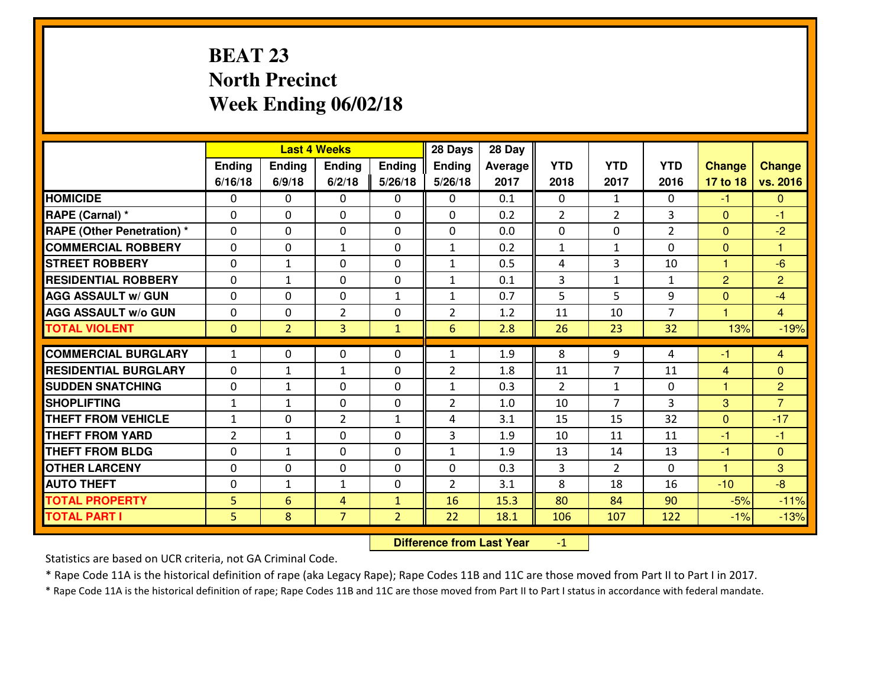# BEAT 23
## North Precinct
## Week Ending 06/02/18

| | Last 4 Weeks | | | | 28 Days | 28 Day | | | | | |
|---|---|---|---|---|---|---|---|---|---|---|---|
| | Ending 6/16/18 | Ending 6/9/18 | Ending 6/2/18 | Ending 5/26/18 | Ending 5/26/18 | Average 2017 | YTD 2018 | YTD 2017 | YTD 2016 | Change 17 to 18 | Change vs. 2016 |
| **HOMICIDE** | 0 | 0 | 0 | 0 | 0 | 0.1 | 0 | 1 | 0 | -1 | 0 |
| **RAPE (Carnal) *** | 0 | 0 | 0 | 0 | 0 | 0.2 | 2 | 2 | 3 | 0 | -1 |
| **RAPE (Other Penetration) *** | 0 | 0 | 0 | 0 | 0 | 0.0 | 0 | 0 | 2 | 0 | -2 |
| **COMMERCIAL ROBBERY** | 0 | 0 | 1 | 0 | 1 | 0.2 | 1 | 1 | 0 | 0 | 1 |
| **STREET ROBBERY** | 0 | 1 | 0 | 0 | 1 | 0.5 | 4 | 3 | 10 | 1 | -6 |
| **RESIDENTIAL ROBBERY** | 0 | 1 | 0 | 0 | 1 | 0.1 | 3 | 1 | 1 | 2 | 2 |
| **AGG ASSAULT w/ GUN** | 0 | 0 | 0 | 1 | 1 | 0.7 | 5 | 5 | 9 | 0 | -4 |
| **AGG ASSAULT w/o GUN** | 0 | 0 | 2 | 0 | 2 | 1.2 | 11 | 10 | 7 | 1 | 4 |
| **TOTAL VIOLENT** | 0 | 2 | 3 | 1 | 6 | 2.8 | 26 | 23 | 32 | 13% | -19% |
| **COMMERCIAL BURGLARY** | 1 | 0 | 0 | 0 | 1 | 1.9 | 8 | 9 | 4 | -1 | 4 |
| **RESIDENTIAL BURGLARY** | 0 | 1 | 1 | 0 | 2 | 1.8 | 11 | 7 | 11 | 4 | 0 |
| **SUDDEN SNATCHING** | 0 | 1 | 0 | 0 | 1 | 0.3 | 2 | 1 | 0 | 1 | 2 |
| **SHOPLIFTING** | 1 | 1 | 0 | 0 | 2 | 1.0 | 10 | 7 | 3 | 3 | 7 |
| **THEFT FROM VEHICLE** | 1 | 0 | 2 | 1 | 4 | 3.1 | 15 | 15 | 32 | 0 | -17 |
| **THEFT FROM YARD** | 2 | 1 | 0 | 0 | 3 | 1.9 | 10 | 11 | 11 | -1 | -1 |
| **THEFT FROM BLDG** | 0 | 1 | 0 | 0 | 1 | 1.9 | 13 | 14 | 13 | -1 | 0 |
| **OTHER LARCENY** | 0 | 0 | 0 | 0 | 0 | 0.3 | 3 | 2 | 0 | 1 | 3 |
| **AUTO THEFT** | 0 | 1 | 1 | 0 | 2 | 3.1 | 8 | 18 | 16 | -10 | -8 |
| **TOTAL PROPERTY** | 5 | 6 | 4 | 1 | 16 | 15.3 | 80 | 84 | 90 | -5% | -11% |
| **TOTAL PART I** | 5 | 8 | 7 | 2 | 22 | 18.1 | 106 | 107 | 122 | -1% | -13% |

**Difference from Last Year** -1

Statistics are based on UCR criteria, not GA Criminal Code.

* Rape Code 11A is the historical definition of rape (aka Legacy Rape); Rape Codes 11B and 11C are those moved from Part II to Part I in 2017.

* Rape Code 11A is the historical definition of rape; Rape Codes 11B and 11C are those moved from Part II to Part I status in accordance with federal mandate.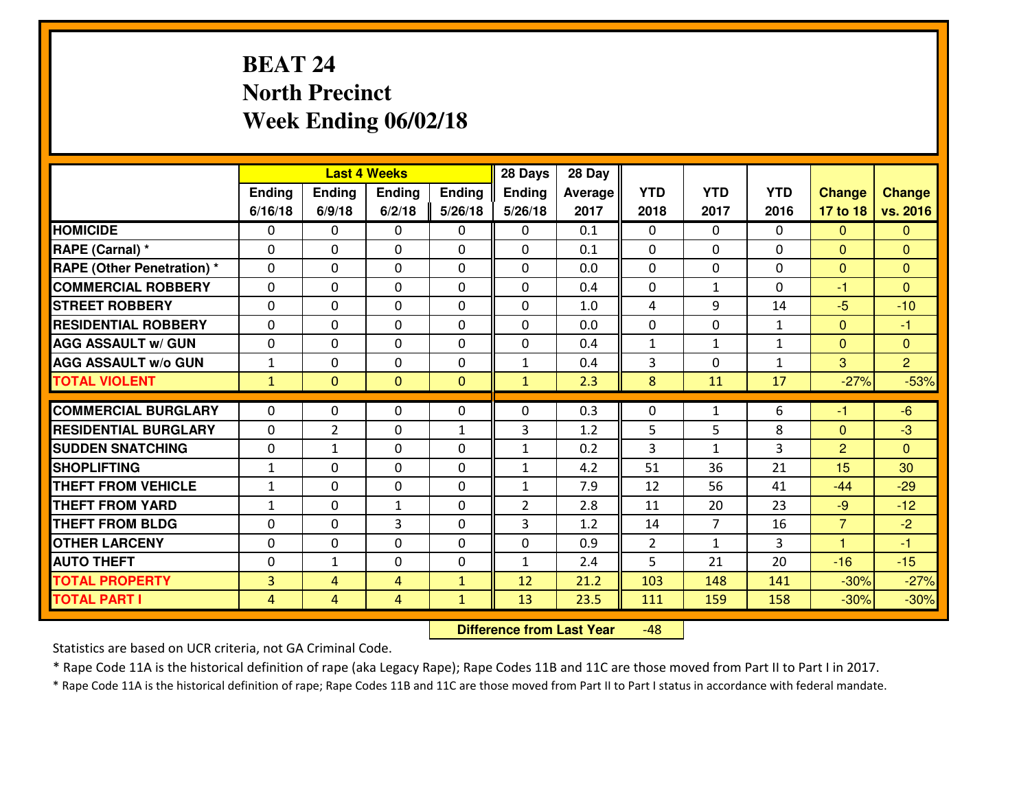# BEAT 24
## North Precinct
## Week Ending 06/02/18

| | Last 4 Weeks | | | | 28 Days | 28 Day | | | | | |
|---|---|---|---|---|---|---|---|---|---|---|---|
| | Ending 6/16/18 | Ending 6/9/18 | Ending 6/2/18 | Ending 5/26/18 | Ending 5/26/18 | Average 2017 | YTD 2018 | YTD 2017 | YTD 2016 | Change 17 to 18 | Change vs. 2016 |
| HOMICIDE | 0 | 0 | 0 | 0 | 0 | 0.1 | 0 | 0 | 0 | 0 | 0 |
| RAPE (Carnal) * | 0 | 0 | 0 | 0 | 0 | 0.1 | 0 | 0 | 0 | 0 | 0 |
| RAPE (Other Penetration) * | 0 | 0 | 0 | 0 | 0 | 0.0 | 0 | 0 | 0 | 0 | 0 |
| COMMERCIAL ROBBERY | 0 | 0 | 0 | 0 | 0 | 0.4 | 0 | 1 | 0 | -1 | 0 |
| STREET ROBBERY | 0 | 0 | 0 | 0 | 0 | 1.0 | 4 | 9 | 14 | -5 | -10 |
| RESIDENTIAL ROBBERY | 0 | 0 | 0 | 0 | 0 | 0.0 | 0 | 0 | 1 | 0 | -1 |
| AGG ASSAULT w/ GUN | 0 | 0 | 0 | 0 | 0 | 0.4 | 1 | 1 | 1 | 0 | 0 |
| AGG ASSAULT w/o GUN | 1 | 0 | 0 | 0 | 1 | 0.4 | 3 | 0 | 1 | 3 | 2 |
| TOTAL VIOLENT | 1 | 0 | 0 | 0 | 1 | 2.3 | 8 | 11 | 17 | -27% | -53% |
| COMMERCIAL BURGLARY | 0 | 0 | 0 | 0 | 0 | 0.3 | 0 | 1 | 6 | -1 | -6 |
| RESIDENTIAL BURGLARY | 0 | 2 | 0 | 1 | 3 | 1.2 | 5 | 5 | 8 | 0 | -3 |
| SUDDEN SNATCHING | 0 | 1 | 0 | 0 | 1 | 0.2 | 3 | 1 | 3 | 2 | 0 |
| SHOPLIFTING | 1 | 0 | 0 | 0 | 1 | 4.2 | 51 | 36 | 21 | 15 | 30 |
| THEFT FROM VEHICLE | 1 | 0 | 0 | 0 | 1 | 7.9 | 12 | 56 | 41 | -44 | -29 |
| THEFT FROM YARD | 1 | 0 | 1 | 0 | 2 | 2.8 | 11 | 20 | 23 | -9 | -12 |
| THEFT FROM BLDG | 0 | 0 | 3 | 0 | 3 | 1.2 | 14 | 7 | 16 | 7 | -2 |
| OTHER LARCENY | 0 | 0 | 0 | 0 | 0 | 0.9 | 2 | 1 | 3 | 1 | -1 |
| AUTO THEFT | 0 | 1 | 0 | 0 | 1 | 2.4 | 5 | 21 | 20 | -16 | -15 |
| TOTAL PROPERTY | 3 | 4 | 4 | 1 | 12 | 21.2 | 103 | 148 | 141 | -30% | -27% |
| TOTAL PART I | 4 | 4 | 4 | 1 | 13 | 23.5 | 111 | 159 | 158 | -30% | -30% |

**Difference from Last Year** -48

Statistics are based on UCR criteria, not GA Criminal Code.

* Rape Code 11A is the historical definition of rape (aka Legacy Rape); Rape Codes 11B and 11C are those moved from Part II to Part I in 2017.

* Rape Code 11A is the historical definition of rape; Rape Codes 11B and 11C are those moved from Part II to Part I status in accordance with federal mandate.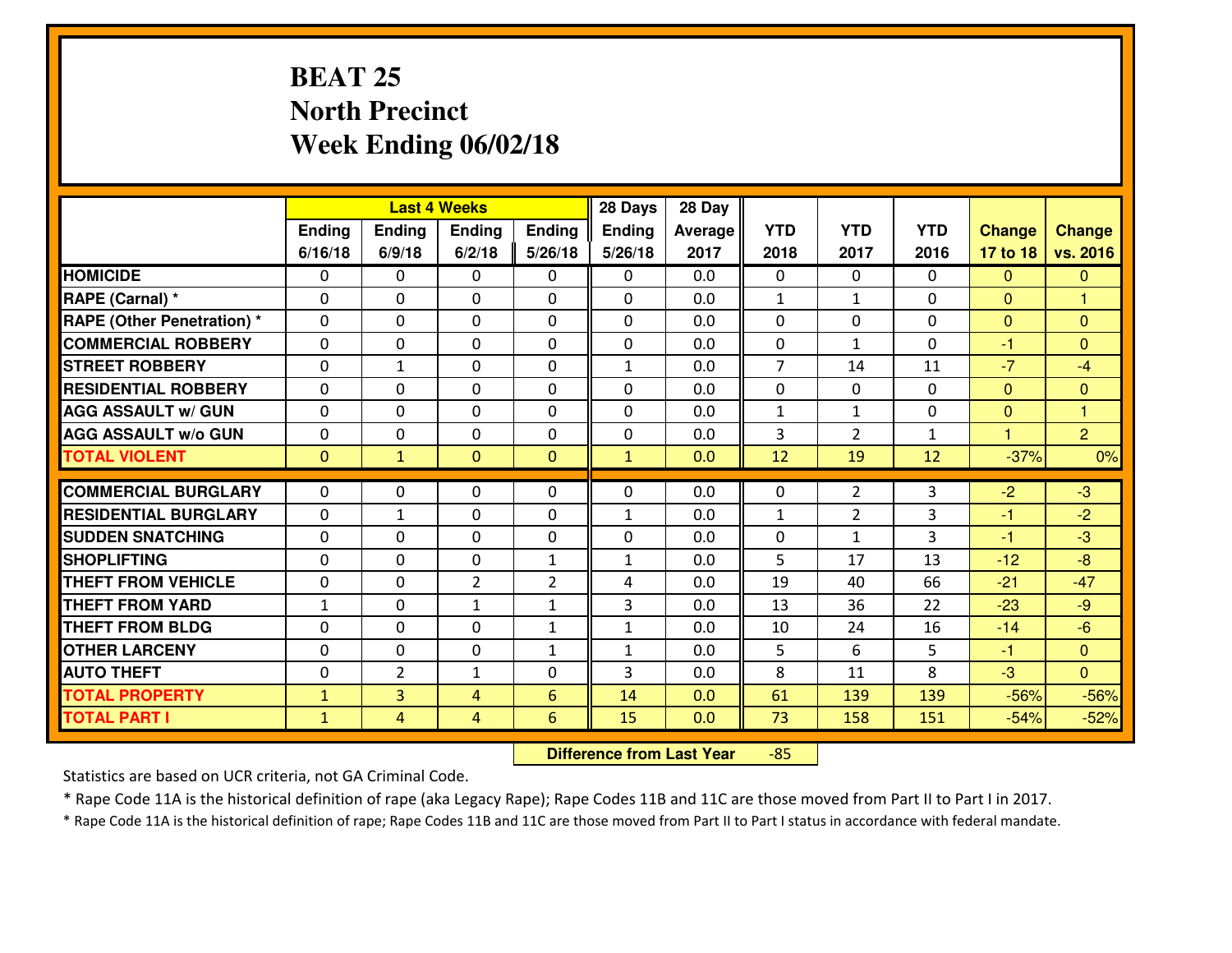# BEAT 25
## North Precinct
## Week Ending 06/02/18

| | Last 4 Weeks | | | | 28 Days | 28 Day | | | | | |
|---|---|---|---|---|---|---|---|---|---|---|---|
| | Ending 6/16/18 | Ending 6/9/18 | Ending 6/2/18 | Ending 5/26/18 | Ending 5/26/18 | Average 2017 | YTD 2018 | YTD 2017 | YTD 2016 | Change 17 to 18 | Change vs. 2016 |
| HOMICIDE | 0 | 0 | 0 | 0 | 0 | 0.0 | 0 | 0 | 0 | 0 | 0 |
| RAPE (Carnal) * | 0 | 0 | 0 | 0 | 0 | 0.0 | 1 | 1 | 0 | 0 | 1 |
| RAPE (Other Penetration) * | 0 | 0 | 0 | 0 | 0 | 0.0 | 0 | 0 | 0 | 0 | 0 |
| COMMERCIAL ROBBERY | 0 | 0 | 0 | 0 | 0 | 0.0 | 0 | 1 | 0 | -1 | 0 |
| STREET ROBBERY | 0 | 1 | 0 | 0 | 1 | 0.0 | 7 | 14 | 11 | -7 | -4 |
| RESIDENTIAL ROBBERY | 0 | 0 | 0 | 0 | 0 | 0.0 | 0 | 0 | 0 | 0 | 0 |
| AGG ASSAULT w/ GUN | 0 | 0 | 0 | 0 | 0 | 0.0 | 1 | 1 | 0 | 0 | 1 |
| AGG ASSAULT w/o GUN | 0 | 0 | 0 | 0 | 0 | 0.0 | 3 | 2 | 1 | 1 | 2 |
| TOTAL VIOLENT | 0 | 1 | 0 | 0 | 1 | 0.0 | 12 | 19 | 12 | -37% | 0% |
| COMMERCIAL BURGLARY | 0 | 0 | 0 | 0 | 0 | 0.0 | 0 | 2 | 3 | -2 | -3 |
| RESIDENTIAL BURGLARY | 0 | 1 | 0 | 0 | 1 | 0.0 | 1 | 2 | 3 | -1 | -2 |
| SUDDEN SNATCHING | 0 | 0 | 0 | 0 | 0 | 0.0 | 0 | 1 | 3 | -1 | -3 |
| SHOPLIFTING | 0 | 0 | 0 | 1 | 1 | 0.0 | 5 | 17 | 13 | -12 | -8 |
| THEFT FROM VEHICLE | 0 | 0 | 2 | 2 | 4 | 0.0 | 19 | 40 | 66 | -21 | -47 |
| THEFT FROM YARD | 1 | 0 | 1 | 1 | 3 | 0.0 | 13 | 36 | 22 | -23 | -9 |
| THEFT FROM BLDG | 0 | 0 | 0 | 1 | 1 | 0.0 | 10 | 24 | 16 | -14 | -6 |
| OTHER LARCENY | 0 | 0 | 0 | 1 | 1 | 0.0 | 5 | 6 | 5 | -1 | 0 |
| AUTO THEFT | 0 | 2 | 1 | 0 | 3 | 0.0 | 8 | 11 | 8 | -3 | 0 |
| TOTAL PROPERTY | 1 | 3 | 4 | 6 | 14 | 0.0 | 61 | 139 | 139 | -56% | -56% |
| TOTAL PART I | 1 | 4 | 4 | 6 | 15 | 0.0 | 73 | 158 | 151 | -54% | -52% |

**Difference from Last Year** -85

Statistics are based on UCR criteria, not GA Criminal Code.

* Rape Code 11A is the historical definition of rape (aka Legacy Rape); Rape Codes 11B and 11C are those moved from Part II to Part I in 2017.

* Rape Code 11A is the historical definition of rape; Rape Codes 11B and 11C are those moved from Part II to Part I status in accordance with federal mandate.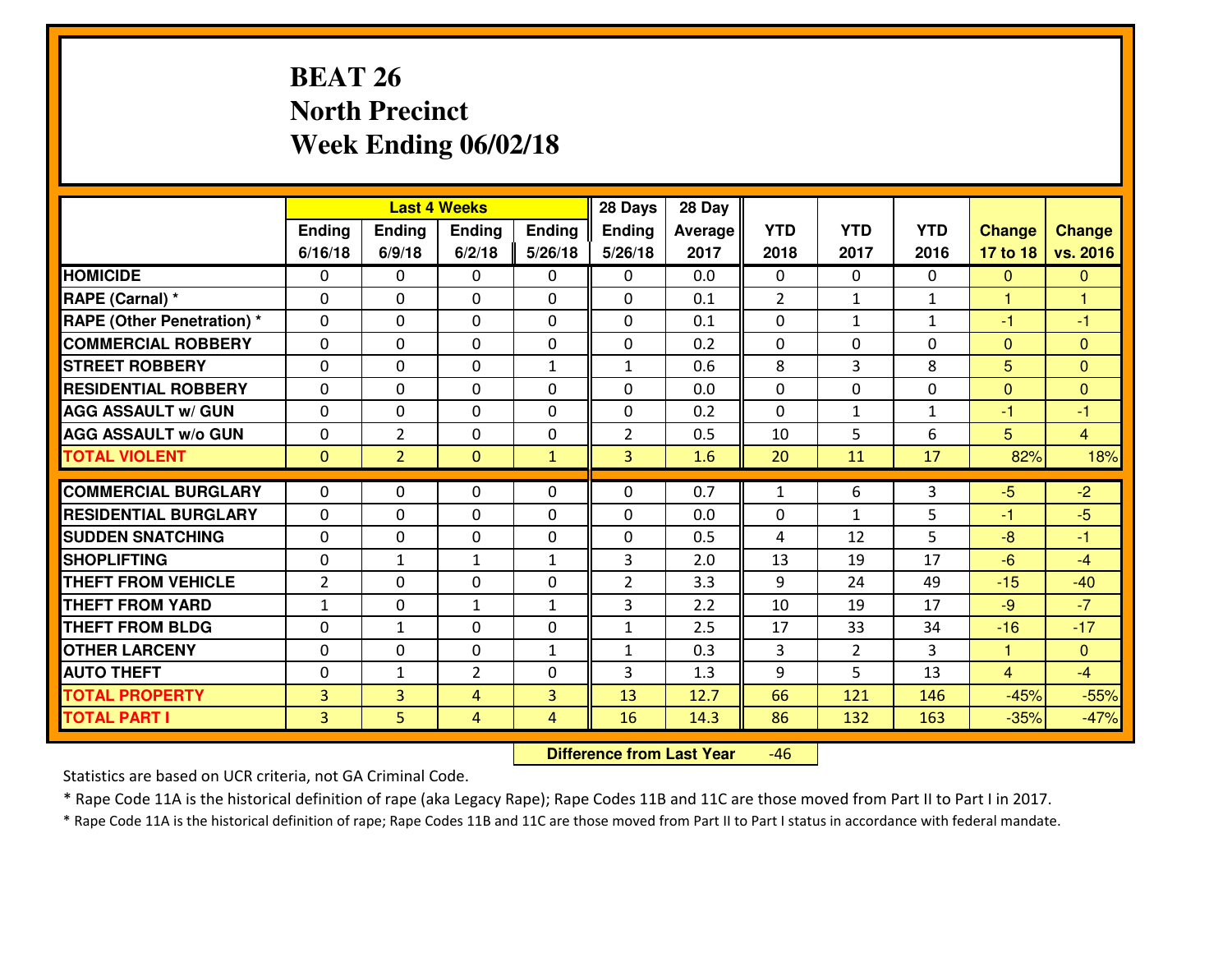# BEAT 26
## North Precinct
## Week Ending 06/02/18

| | Last 4 Weeks | | | | 28 Days | 28 Day | | | | | |
|---|---|---|---|---|---|---|---|---|---|---|---|
| | Ending 6/16/18 | Ending 6/9/18 | Ending 6/2/18 | Ending 5/26/18 | Ending 5/26/18 | Average 2017 | YTD 2018 | YTD 2017 | YTD 2016 | Change 17 to 18 | Change vs. 2016 |
| HOMICIDE | 0 | 0 | 0 | 0 | 0 | 0.0 | 0 | 0 | 0 | 0 | 0 |
| RAPE (Carnal) * | 0 | 0 | 0 | 0 | 0 | 0.1 | 2 | 1 | 1 | 1 | 1 |
| RAPE (Other Penetration) * | 0 | 0 | 0 | 0 | 0 | 0.1 | 0 | 1 | 1 | -1 | -1 |
| COMMERCIAL ROBBERY | 0 | 0 | 0 | 0 | 0 | 0.2 | 0 | 0 | 0 | 0 | 0 |
| STREET ROBBERY | 0 | 0 | 0 | 1 | 1 | 0.6 | 8 | 3 | 8 | 5 | 0 |
| RESIDENTIAL ROBBERY | 0 | 0 | 0 | 0 | 0 | 0.0 | 0 | 0 | 0 | 0 | 0 |
| AGG ASSAULT w/ GUN | 0 | 0 | 0 | 0 | 0 | 0.2 | 0 | 1 | 1 | -1 | -1 |
| AGG ASSAULT w/o GUN | 0 | 2 | 0 | 0 | 2 | 0.5 | 10 | 5 | 6 | 5 | 4 |
| TOTAL VIOLENT | 0 | 2 | 0 | 1 | 3 | 1.6 | 20 | 11 | 17 | 82% | 18% |
| COMMERCIAL BURGLARY | 0 | 0 | 0 | 0 | 0 | 0.7 | 1 | 6 | 3 | -5 | -2 |
| RESIDENTIAL BURGLARY | 0 | 0 | 0 | 0 | 0 | 0.0 | 0 | 1 | 5 | -1 | -5 |
| SUDDEN SNATCHING | 0 | 0 | 0 | 0 | 0 | 0.5 | 4 | 12 | 5 | -8 | -1 |
| SHOPLIFTING | 0 | 1 | 1 | 1 | 3 | 2.0 | 13 | 19 | 17 | -6 | -4 |
| THEFT FROM VEHICLE | 2 | 0 | 0 | 0 | 2 | 3.3 | 9 | 24 | 49 | -15 | -40 |
| THEFT FROM YARD | 1 | 0 | 1 | 1 | 3 | 2.2 | 10 | 19 | 17 | -9 | -7 |
| THEFT FROM BLDG | 0 | 1 | 0 | 0 | 1 | 2.5 | 17 | 33 | 34 | -16 | -17 |
| OTHER LARCENY | 0 | 0 | 0 | 1 | 1 | 0.3 | 3 | 2 | 3 | 1 | 0 |
| AUTO THEFT | 0 | 1 | 2 | 0 | 3 | 1.3 | 9 | 5 | 13 | 4 | -4 |
| TOTAL PROPERTY | 3 | 3 | 4 | 3 | 13 | 12.7 | 66 | 121 | 146 | -45% | -55% |
| TOTAL PART I | 3 | 5 | 4 | 4 | 16 | 14.3 | 86 | 132 | 163 | -35% | -47% |

**Difference from Last Year** -46

Statistics are based on UCR criteria, not GA Criminal Code.

* Rape Code 11A is the historical definition of rape (aka Legacy Rape); Rape Codes 11B and 11C are those moved from Part II to Part I in 2017.

* Rape Code 11A is the historical definition of rape; Rape Codes 11B and 11C are those moved from Part II to Part I status in accordance with federal mandate.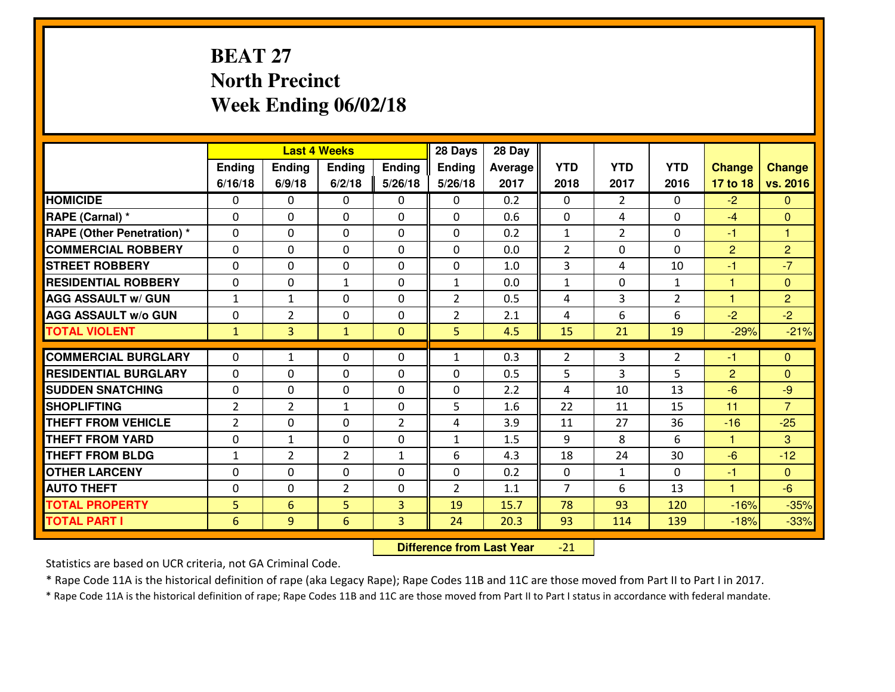# BEAT 27
## North Precinct
## Week Ending 06/02/18

| | Last 4 Weeks | | | | 28 Days | 28 Day | | | | | |
|---|---|---|---|---|---|---|---|---|---|---|---|
| | Ending 6/16/18 | Ending 6/9/18 | Ending 6/2/18 | Ending 5/26/18 | Ending 5/26/18 | Average 2017 | YTD 2018 | YTD 2017 | YTD 2016 | Change 17 to 18 | Change vs. 2016 |
| **HOMICIDE** | 0 | 0 | 0 | 0 | 0 | 0.2 | 0 | 2 | 0 | -2 | 0 |
| **RAPE (Carnal) *** | 0 | 0 | 0 | 0 | 0 | 0.6 | 0 | 4 | 0 | -4 | 0 |
| **RAPE (Other Penetration) *** | 0 | 0 | 0 | 0 | 0 | 0.2 | 1 | 2 | 0 | -1 | 1 |
| **COMMERCIAL ROBBERY** | 0 | 0 | 0 | 0 | 0 | 0.0 | 2 | 0 | 0 | 2 | 2 |
| **STREET ROBBERY** | 0 | 0 | 0 | 0 | 0 | 1.0 | 3 | 4 | 10 | -1 | -7 |
| **RESIDENTIAL ROBBERY** | 0 | 0 | 1 | 0 | 1 | 0.0 | 1 | 0 | 1 | 1 | 0 |
| **AGG ASSAULT w/ GUN** | 1 | 1 | 0 | 0 | 2 | 0.5 | 4 | 3 | 2 | 1 | 2 |
| **AGG ASSAULT w/o GUN** | 0 | 2 | 0 | 0 | 2 | 2.1 | 4 | 6 | 6 | -2 | -2 |
| **TOTAL VIOLENT** | 1 | 3 | 1 | 0 | 5 | 4.5 | 15 | 21 | 19 | -29% | -21% |
| **COMMERCIAL BURGLARY** | 0 | 1 | 0 | 0 | 1 | 0.3 | 2 | 3 | 2 | -1 | 0 |
| **RESIDENTIAL BURGLARY** | 0 | 0 | 0 | 0 | 0 | 0.5 | 5 | 3 | 5 | 2 | 0 |
| **SUDDEN SNATCHING** | 0 | 0 | 0 | 0 | 0 | 2.2 | 4 | 10 | 13 | -6 | -9 |
| **SHOPLIFTING** | 2 | 2 | 1 | 0 | 5 | 1.6 | 22 | 11 | 15 | 11 | 7 |
| **THEFT FROM VEHICLE** | 2 | 0 | 0 | 2 | 4 | 3.9 | 11 | 27 | 36 | -16 | -25 |
| **THEFT FROM YARD** | 0 | 1 | 0 | 0 | 1 | 1.5 | 9 | 8 | 6 | 1 | 3 |
| **THEFT FROM BLDG** | 1 | 2 | 2 | 1 | 6 | 4.3 | 18 | 24 | 30 | -6 | -12 |
| **OTHER LARCENY** | 0 | 0 | 0 | 0 | 0 | 0.2 | 0 | 1 | 0 | -1 | 0 |
| **AUTO THEFT** | 0 | 0 | 2 | 0 | 2 | 1.1 | 7 | 6 | 13 | 1 | -6 |
| **TOTAL PROPERTY** | 5 | 6 | 5 | 3 | 19 | 15.7 | 78 | 93 | 120 | -16% | -35% |
| **TOTAL PART I** | 6 | 9 | 6 | 3 | 24 | 20.3 | 93 | 114 | 139 | -18% | -33% |

**Difference from Last Year** -21

Statistics are based on UCR criteria, not GA Criminal Code.

* Rape Code 11A is the historical definition of rape (aka Legacy Rape); Rape Codes 11B and 11C are those moved from Part II to Part I in 2017.

* Rape Code 11A is the historical definition of rape; Rape Codes 11B and 11C are those moved from Part II to Part I status in accordance with federal mandate.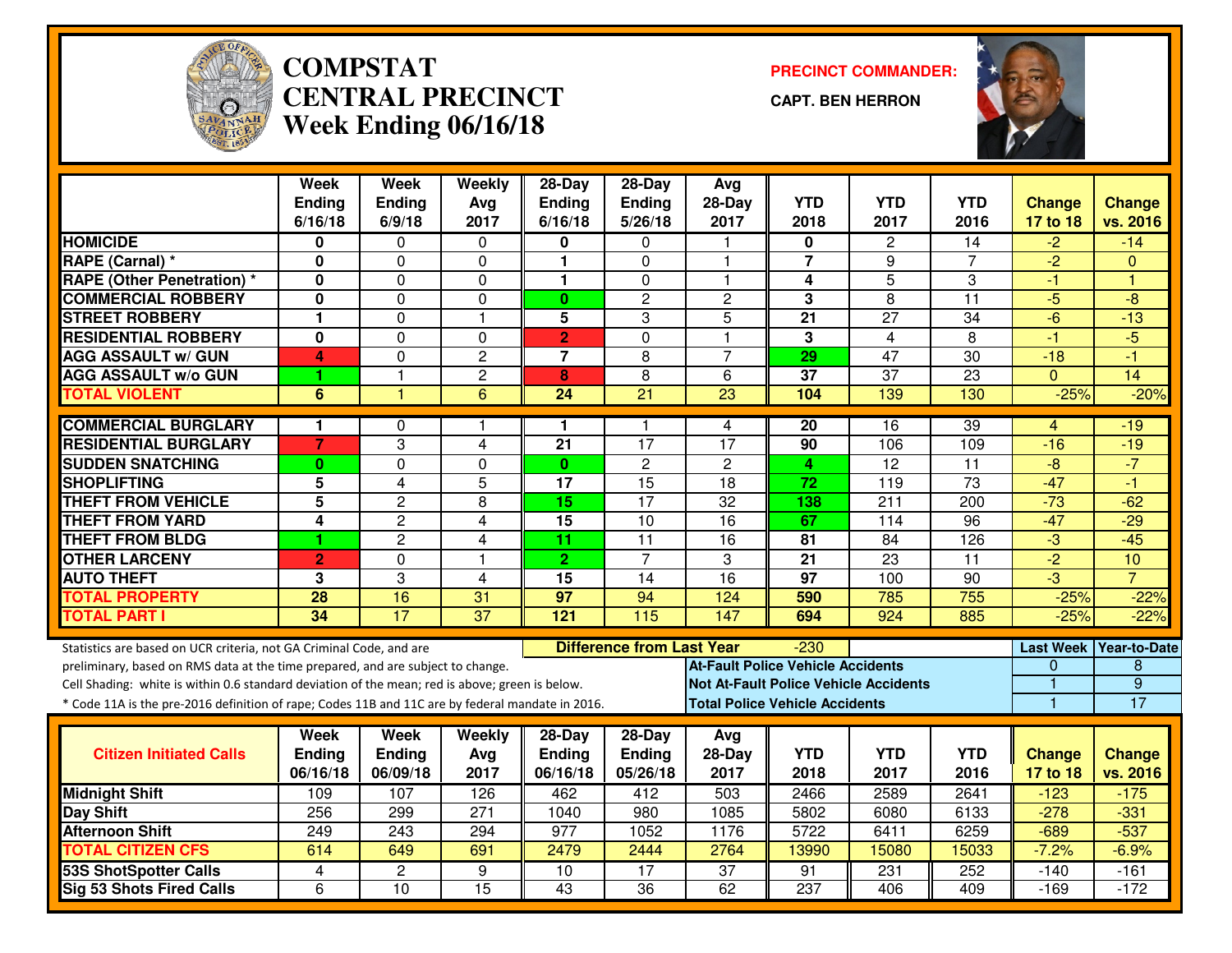# COMPSTAT CENTRAL PRECINCT

## Week Ending 06/16/18

**PRECINCT COMMANDER:** CAPT. BEN HERRON

| | Week Ending 6/16/18 | Week Ending 6/9/18 | Weekly Avg 2017 | 28-Day Ending 6/16/18 | 28-Day Ending 5/26/18 | Avg 28-Day 2017 | YTD 2018 | YTD 2017 | YTD 2016 | Change 17 to 18 | Change vs. 2016 |
|---|---|---|---|---|---|---|---|---|---|---|---|
| HOMICIDE | 0 | 0 | 0 | 0 | 0 | 1 | 0 | 2 | 14 | -2 | -14 |
| RAPE (Carnal) * | 0 | 0 | 0 | 1 | 0 | 1 | 7 | 9 | 7 | -2 | 0 |
| RAPE (Other Penetration) * | 0 | 0 | 0 | 1 | 0 | 1 | 4 | 5 | 3 | -1 | 1 |
| COMMERCIAL ROBBERY | 0 | 0 | 0 | 0 | 2 | 2 | 3 | 8 | 11 | -5 | -8 |
| STREET ROBBERY | 1 | 0 | 1 | 5 | 3 | 5 | 21 | 27 | 34 | -6 | -13 |
| RESIDENTIAL ROBBERY | 0 | 0 | 0 | 2 | 0 | 1 | 3 | 4 | 8 | -1 | -5 |
| AGG ASSAULT w/ GUN | 4 | 0 | 2 | 7 | 8 | 7 | 29 | 47 | 30 | -18 | -1 |
| AGG ASSAULT w/o GUN | 1 | 1 | 2 | 8 | 8 | 6 | 37 | 37 | 23 | 0 | 14 |
| TOTAL VIOLENT | 6 | 1 | 6 | 24 | 21 | 23 | 104 | 139 | 130 | -25% | -20% |
| COMMERCIAL BURGLARY | 1 | 0 | 1 | 1 | 1 | 4 | 20 | 16 | 39 | 4 | -19 |
| RESIDENTIAL BURGLARY | 7 | 3 | 4 | 21 | 17 | 17 | 90 | 106 | 109 | -16 | -19 |
| SUDDEN SNATCHING | 0 | 0 | 0 | 0 | 2 | 2 | 4 | 12 | 11 | -8 | -7 |
| SHOPLIFTING | 5 | 4 | 5 | 17 | 15 | 18 | 72 | 119 | 73 | -47 | -1 |
| THEFT FROM VEHICLE | 5 | 2 | 8 | 15 | 17 | 32 | 138 | 211 | 200 | -73 | -62 |
| THEFT FROM YARD | 4 | 2 | 4 | 15 | 10 | 16 | 67 | 114 | 96 | -47 | -29 |
| THEFT FROM BLDG | 1 | 2 | 4 | 11 | 11 | 16 | 81 | 84 | 126 | -3 | -45 |
| OTHER LARCENY | 2 | 0 | 1 | 2 | 7 | 3 | 21 | 23 | 11 | -2 | 10 |
| AUTO THEFT | 3 | 3 | 4 | 15 | 14 | 16 | 97 | 100 | 90 | -3 | 7 |
| TOTAL PROPERTY | 28 | 16 | 31 | 97 | 94 | 124 | 590 | 785 | 755 | -25% | -22% |
| TOTAL PART I | 34 | 17 | 37 | 121 | 115 | 147 | 694 | 924 | 885 | -25% | -22% |

Statistics are based on UCR criteria, not GA Criminal Code, and are preliminary, based on RMS data at the time prepared, and are subject to change.

Cell Shading: white is within 0.6 standard deviation of the mean; red is above; green is below.

* Code 11A is the pre-2016 definition of rape; Codes 11B and 11C are by federal mandate in 2016.

**Difference from Last Year:** -230

| | Last Week | Year-to-Date |
|---|---|---|
| At-Fault Police Vehicle Accidents | 0 | 8 |
| Not At-Fault Police Vehicle Accidents | 1 | 9 |
| Total Police Vehicle Accidents | 1 | 17 |

| Citizen Initiated Calls | Week Ending 06/16/18 | Week Ending 06/09/18 | Weekly Avg 2017 | 28-Day Ending 06/16/18 | 28-Day Ending 05/26/18 | Avg 28-Day 2017 | YTD 2018 | YTD 2017 | YTD 2016 | Change 17 to 18 | Change vs. 2016 |
|---|---|---|---|---|---|---|---|---|---|---|---|
| Midnight Shift | 109 | 107 | 126 | 462 | 412 | 503 | 2466 | 2589 | 2641 | -123 | -175 |
| Day Shift | 256 | 299 | 271 | 1040 | 980 | 1085 | 5802 | 6080 | 6133 | -278 | -331 |
| Afternoon Shift | 249 | 243 | 294 | 977 | 1052 | 1176 | 5722 | 6411 | 6259 | -689 | -537 |
| TOTAL CITIZEN CFS | 614 | 649 | 691 | 2479 | 2444 | 2764 | 13990 | 15080 | 15033 | -7.2% | -6.9% |
| 53S ShotSpotter Calls | 4 | 2 | 9 | 10 | 17 | 37 | 91 | 231 | 252 | -140 | -161 |
| Sig 53 Shots Fired Calls | 6 | 10 | 15 | 43 | 36 | 62 | 237 | 406 | 409 | -169 | -172 |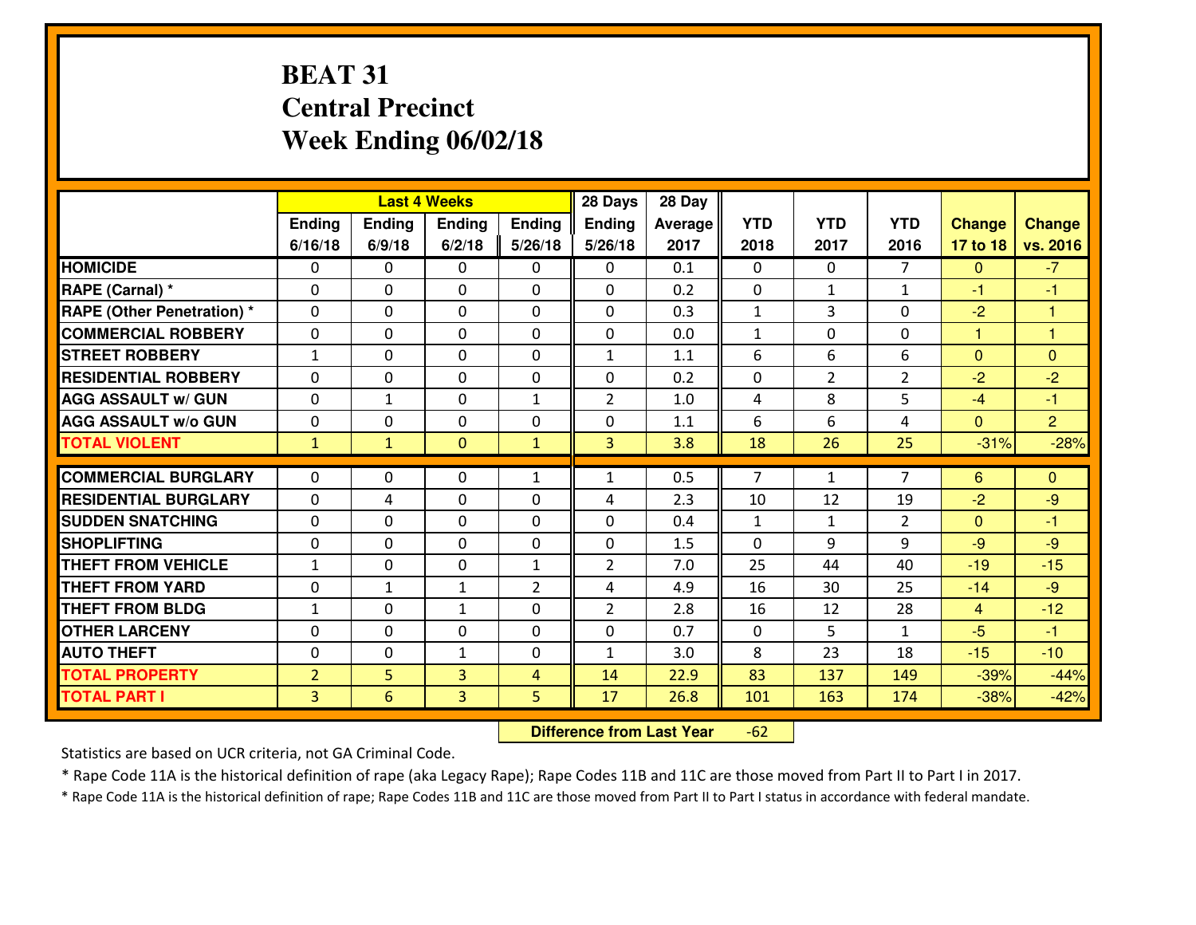# BEAT 31
## Central Precinct
## Week Ending 06/02/18

| | Last 4 Weeks | | | | 28 Days | 28 Day | | | | | |
|---|---|---|---|---|---|---|---|---|---|---|---|
| | Ending 6/16/18 | Ending 6/9/18 | Ending 6/2/18 | Ending 5/26/18 | Ending 5/26/18 | Average 2017 | YTD 2018 | YTD 2017 | YTD 2016 | Change 17 to 18 | Change vs. 2016 |
| HOMICIDE | 0 | 0 | 0 | 0 | 0 | 0.1 | 0 | 0 | 7 | 0 | -7 |
| RAPE (Carnal) * | 0 | 0 | 0 | 0 | 0 | 0.2 | 0 | 1 | 1 | -1 | -1 |
| RAPE (Other Penetration) * | 0 | 0 | 0 | 0 | 0 | 0.3 | 1 | 3 | 0 | -2 | 1 |
| COMMERCIAL ROBBERY | 0 | 0 | 0 | 0 | 0 | 0.0 | 1 | 0 | 0 | 1 | 1 |
| STREET ROBBERY | 1 | 0 | 0 | 0 | 1 | 1.1 | 6 | 6 | 6 | 0 | 0 |
| RESIDENTIAL ROBBERY | 0 | 0 | 0 | 0 | 0 | 0.2 | 0 | 2 | 2 | -2 | -2 |
| AGG ASSAULT w/ GUN | 0 | 1 | 0 | 1 | 2 | 1.0 | 4 | 8 | 5 | -4 | -1 |
| AGG ASSAULT w/o GUN | 0 | 0 | 0 | 0 | 0 | 1.1 | 6 | 6 | 4 | 0 | 2 |
| TOTAL VIOLENT | 1 | 1 | 0 | 1 | 3 | 3.8 | 18 | 26 | 25 | -31% | -28% |
| COMMERCIAL BURGLARY | 0 | 0 | 0 | 1 | 1 | 0.5 | 7 | 1 | 7 | 6 | 0 |
| RESIDENTIAL BURGLARY | 0 | 4 | 0 | 0 | 4 | 2.3 | 10 | 12 | 19 | -2 | -9 |
| SUDDEN SNATCHING | 0 | 0 | 0 | 0 | 0 | 0.4 | 1 | 1 | 2 | 0 | -1 |
| SHOPLIFTING | 0 | 0 | 0 | 0 | 0 | 1.5 | 0 | 9 | 9 | -9 | -9 |
| THEFT FROM VEHICLE | 1 | 0 | 0 | 1 | 2 | 7.0 | 25 | 44 | 40 | -19 | -15 |
| THEFT FROM YARD | 0 | 1 | 1 | 2 | 4 | 4.9 | 16 | 30 | 25 | -14 | -9 |
| THEFT FROM BLDG | 1 | 0 | 1 | 0 | 2 | 2.8 | 16 | 12 | 28 | 4 | -12 |
| OTHER LARCENY | 0 | 0 | 0 | 0 | 0 | 0.7 | 0 | 5 | 1 | -5 | -1 |
| AUTO THEFT | 0 | 0 | 1 | 0 | 1 | 3.0 | 8 | 23 | 18 | -15 | -10 |
| TOTAL PROPERTY | 2 | 5 | 3 | 4 | 14 | 22.9 | 83 | 137 | 149 | -39% | -44% |
| TOTAL PART I | 3 | 6 | 3 | 5 | 17 | 26.8 | 101 | 163 | 174 | -38% | -42% |

**Difference from Last Year** -62

Statistics are based on UCR criteria, not GA Criminal Code.

* Rape Code 11A is the historical definition of rape (aka Legacy Rape); Rape Codes 11B and 11C are those moved from Part II to Part I in 2017.

* Rape Code 11A is the historical definition of rape; Rape Codes 11B and 11C are those moved from Part II to Part I status in accordance with federal mandate.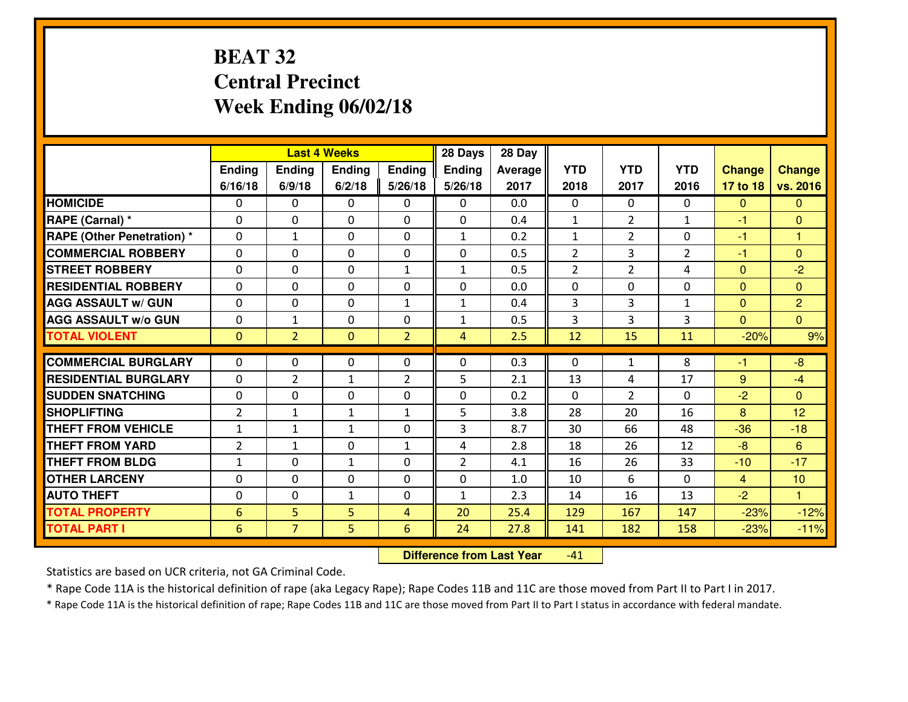# BEAT 32
## Central Precinct
## Week Ending 06/02/18

| | Last 4 Weeks | | | | 28 Days | 28 Day | | | | | |
|---|---|---|---|---|---|---|---|---|---|---|---|
| | Ending 6/16/18 | Ending 6/9/18 | Ending 6/2/18 | Ending 5/26/18 | Ending 5/26/18 | Average 2017 | YTD 2018 | YTD 2017 | YTD 2016 | Change 17 to 18 | Change vs. 2016 |
| HOMICIDE | 0 | 0 | 0 | 0 | 0 | 0.0 | 0 | 0 | 0 | 0 | 0 |
| RAPE (Carnal) * | 0 | 0 | 0 | 0 | 0 | 0.4 | 1 | 2 | 1 | -1 | 0 |
| RAPE (Other Penetration) * | 0 | 1 | 0 | 0 | 1 | 0.2 | 1 | 2 | 0 | -1 | 1 |
| COMMERCIAL ROBBERY | 0 | 0 | 0 | 0 | 0 | 0.5 | 2 | 3 | 2 | -1 | 0 |
| STREET ROBBERY | 0 | 0 | 0 | 1 | 1 | 0.5 | 2 | 2 | 4 | 0 | -2 |
| RESIDENTIAL ROBBERY | 0 | 0 | 0 | 0 | 0 | 0.0 | 0 | 0 | 0 | 0 | 0 |
| AGG ASSAULT w/ GUN | 0 | 0 | 0 | 1 | 1 | 0.4 | 3 | 3 | 1 | 0 | 2 |
| AGG ASSAULT w/o GUN | 0 | 1 | 0 | 0 | 1 | 0.5 | 3 | 3 | 3 | 0 | 0 |
| TOTAL VIOLENT | 0 | 2 | 0 | 2 | 4 | 2.5 | 12 | 15 | 11 | -20% | 9% |
| COMMERCIAL BURGLARY | 0 | 0 | 0 | 0 | 0 | 0.3 | 0 | 1 | 8 | -1 | -8 |
| RESIDENTIAL BURGLARY | 0 | 2 | 1 | 2 | 5 | 2.1 | 13 | 4 | 17 | 9 | -4 |
| SUDDEN SNATCHING | 0 | 0 | 0 | 0 | 0 | 0.2 | 0 | 2 | 0 | -2 | 0 |
| SHOPLIFTING | 2 | 1 | 1 | 1 | 5 | 3.8 | 28 | 20 | 16 | 8 | 12 |
| THEFT FROM VEHICLE | 1 | 1 | 1 | 0 | 3 | 8.7 | 30 | 66 | 48 | -36 | -18 |
| THEFT FROM YARD | 2 | 1 | 0 | 1 | 4 | 2.8 | 18 | 26 | 12 | -8 | 6 |
| THEFT FROM BLDG | 1 | 0 | 1 | 0 | 2 | 4.1 | 16 | 26 | 33 | -10 | -17 |
| OTHER LARCENY | 0 | 0 | 0 | 0 | 0 | 1.0 | 10 | 6 | 0 | 4 | 10 |
| AUTO THEFT | 0 | 0 | 1 | 0 | 1 | 2.3 | 14 | 16 | 13 | -2 | 1 |
| TOTAL PROPERTY | 6 | 5 | 5 | 4 | 20 | 25.4 | 129 | 167 | 147 | -23% | -12% |
| TOTAL PART I | 6 | 7 | 5 | 6 | 24 | 27.8 | 141 | 182 | 158 | -23% | -11% |

**Difference from Last Year** -41

Statistics are based on UCR criteria, not GA Criminal Code.

* Rape Code 11A is the historical definition of rape (aka Legacy Rape); Rape Codes 11B and 11C are those moved from Part II to Part I in 2017.

* Rape Code 11A is the historical definition of rape; Rape Codes 11B and 11C are those moved from Part II to Part I status in accordance with federal mandate.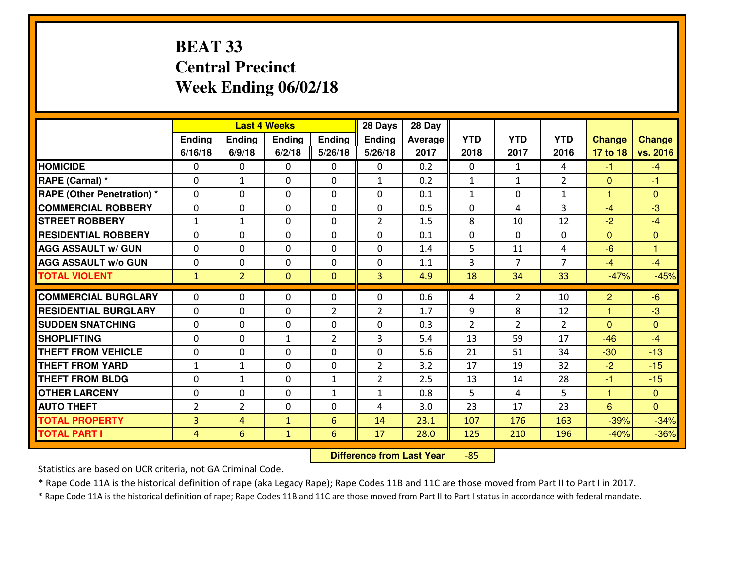# BEAT 33
## Central Precinct
## Week Ending 06/02/18

| | Last 4 Weeks | | | | 28 Days | 28 Day | | | | | |
|---|---|---|---|---|---|---|---|---|---|---|---|
| | Ending 6/16/18 | Ending 6/9/18 | Ending 6/2/18 | Ending 5/26/18 | Ending 5/26/18 | Average 2017 | YTD 2018 | YTD 2017 | YTD 2016 | Change 17 to 18 | Change vs. 2016 |
| **HOMICIDE** | 0 | 0 | 0 | 0 | 0 | 0.2 | 0 | 1 | 4 | -1 | -4 |
| **RAPE (Carnal) *** | 0 | 1 | 0 | 0 | 1 | 0.2 | 1 | 1 | 2 | 0 | -1 |
| **RAPE (Other Penetration) *** | 0 | 0 | 0 | 0 | 0 | 0.1 | 1 | 0 | 1 | 1 | 0 |
| **COMMERCIAL ROBBERY** | 0 | 0 | 0 | 0 | 0 | 0.5 | 0 | 4 | 3 | -4 | -3 |
| **STREET ROBBERY** | 1 | 1 | 0 | 0 | 2 | 1.5 | 8 | 10 | 12 | -2 | -4 |
| **RESIDENTIAL ROBBERY** | 0 | 0 | 0 | 0 | 0 | 0.1 | 0 | 0 | 0 | 0 | 0 |
| **AGG ASSAULT w/ GUN** | 0 | 0 | 0 | 0 | 0 | 1.4 | 5 | 11 | 4 | -6 | 1 |
| **AGG ASSAULT w/o GUN** | 0 | 0 | 0 | 0 | 0 | 1.1 | 3 | 7 | 7 | -4 | -4 |
| **TOTAL VIOLENT** | 1 | 2 | 0 | 0 | 3 | 4.9 | 18 | 34 | 33 | -47% | -45% |
| **COMMERCIAL BURGLARY** | 0 | 0 | 0 | 0 | 0 | 0.6 | 4 | 2 | 10 | 2 | -6 |
| **RESIDENTIAL BURGLARY** | 0 | 0 | 0 | 2 | 2 | 1.7 | 9 | 8 | 12 | 1 | -3 |
| **SUDDEN SNATCHING** | 0 | 0 | 0 | 0 | 0 | 0.3 | 2 | 2 | 2 | 0 | 0 |
| **SHOPLIFTING** | 0 | 0 | 1 | 2 | 3 | 5.4 | 13 | 59 | 17 | -46 | -4 |
| **THEFT FROM VEHICLE** | 0 | 0 | 0 | 0 | 0 | 5.6 | 21 | 51 | 34 | -30 | -13 |
| **THEFT FROM YARD** | 1 | 1 | 0 | 0 | 2 | 3.2 | 17 | 19 | 32 | -2 | -15 |
| **THEFT FROM BLDG** | 0 | 1 | 0 | 1 | 2 | 2.5 | 13 | 14 | 28 | -1 | -15 |
| **OTHER LARCENY** | 0 | 0 | 0 | 1 | 1 | 0.8 | 5 | 4 | 5 | 1 | 0 |
| **AUTO THEFT** | 2 | 2 | 0 | 0 | 4 | 3.0 | 23 | 17 | 23 | 6 | 0 |
| **TOTAL PROPERTY** | 3 | 4 | 1 | 6 | 14 | 23.1 | 107 | 176 | 163 | -39% | -34% |
| **TOTAL PART I** | 4 | 6 | 1 | 6 | 17 | 28.0 | 125 | 210 | 196 | -40% | -36% |

**Difference from Last Year** -85

Statistics are based on UCR criteria, not GA Criminal Code.

* Rape Code 11A is the historical definition of rape (aka Legacy Rape); Rape Codes 11B and 11C are those moved from Part II to Part I in 2017.

* Rape Code 11A is the historical definition of rape; Rape Codes 11B and 11C are those moved from Part II to Part I status in accordance with federal mandate.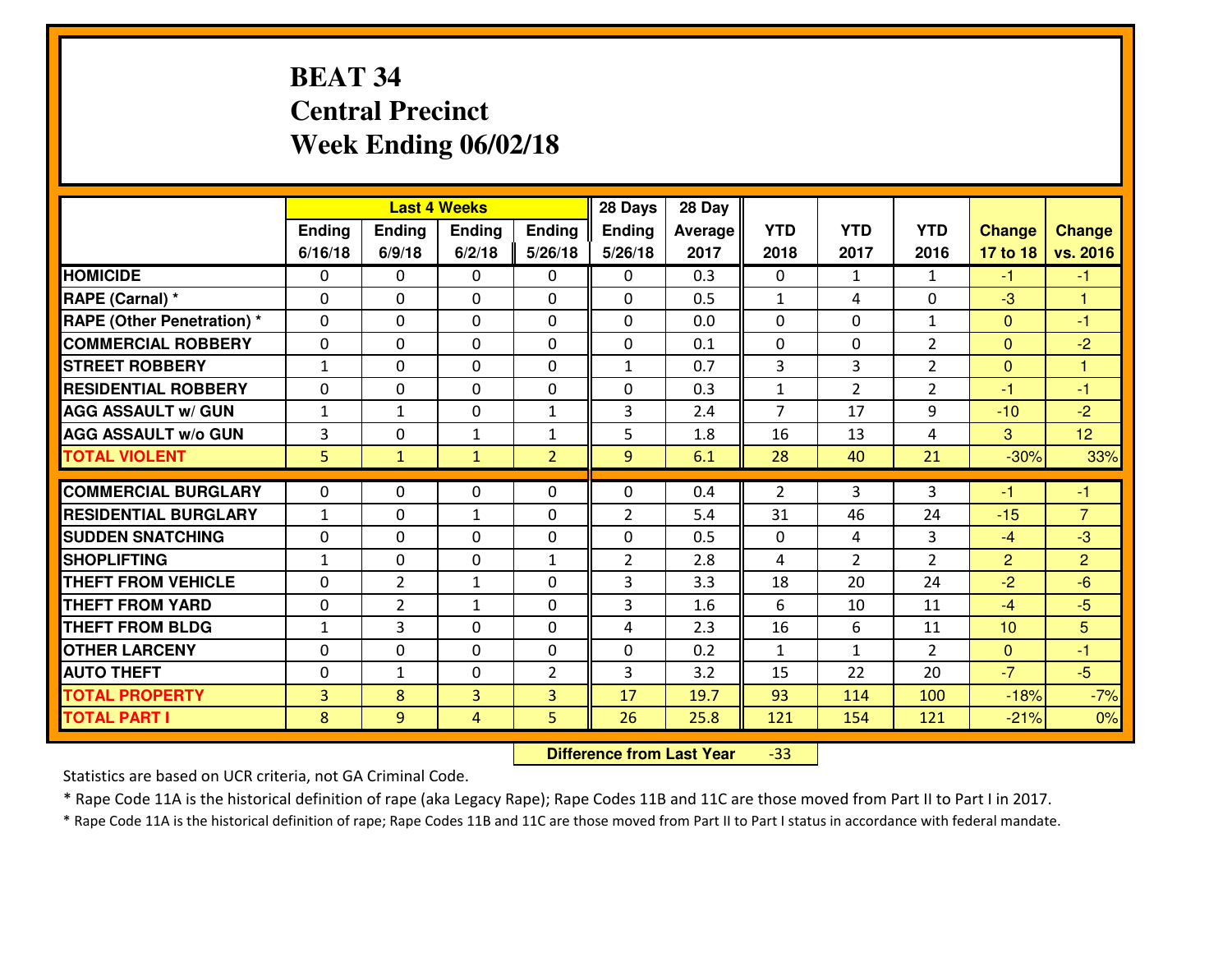# BEAT 34
# Central Precinct
# Week Ending 06/02/18

| | Last 4 Weeks | | | | 28 Days | 28 Day | | | | | |
|---|---|---|---|---|---|---|---|---|---|---|---|
| | Ending 6/16/18 | Ending 6/9/18 | Ending 6/2/18 | Ending 5/26/18 | Ending 5/26/18 | Average 2017 | YTD 2018 | YTD 2017 | YTD 2016 | Change 17 to 18 | Change vs. 2016 |
| **HOMICIDE** | 0 | 0 | 0 | 0 | 0 | 0.3 | 0 | 1 | 1 | -1 | -1 |
| **RAPE (Carnal) *** | 0 | 0 | 0 | 0 | 0 | 0.5 | 1 | 4 | 0 | -3 | 1 |
| **RAPE (Other Penetration) *** | 0 | 0 | 0 | 0 | 0 | 0.0 | 0 | 0 | 1 | 0 | -1 |
| **COMMERCIAL ROBBERY** | 0 | 0 | 0 | 0 | 0 | 0.1 | 0 | 0 | 2 | 0 | -2 |
| **STREET ROBBERY** | 1 | 0 | 0 | 0 | 1 | 0.7 | 3 | 3 | 2 | 0 | 1 |
| **RESIDENTIAL ROBBERY** | 0 | 0 | 0 | 0 | 0 | 0.3 | 1 | 2 | 2 | -1 | -1 |
| **AGG ASSAULT w/ GUN** | 1 | 1 | 0 | 1 | 3 | 2.4 | 7 | 17 | 9 | -10 | -2 |
| **AGG ASSAULT w/o GUN** | 3 | 0 | 1 | 1 | 5 | 1.8 | 16 | 13 | 4 | 3 | 12 |
| **TOTAL VIOLENT** | 5 | 1 | 1 | 2 | 9 | 6.1 | 28 | 40 | 21 | -30% | 33% |
| **COMMERCIAL BURGLARY** | 0 | 0 | 0 | 0 | 0 | 0.4 | 2 | 3 | 3 | -1 | -1 |
| **RESIDENTIAL BURGLARY** | 1 | 0 | 1 | 0 | 2 | 5.4 | 31 | 46 | 24 | -15 | 7 |
| **SUDDEN SNATCHING** | 0 | 0 | 0 | 0 | 0 | 0.5 | 0 | 4 | 3 | -4 | -3 |
| **SHOPLIFTING** | 1 | 0 | 0 | 1 | 2 | 2.8 | 4 | 2 | 2 | 2 | 2 |
| **THEFT FROM VEHICLE** | 0 | 2 | 1 | 0 | 3 | 3.3 | 18 | 20 | 24 | -2 | -6 |
| **THEFT FROM YARD** | 0 | 2 | 1 | 0 | 3 | 1.6 | 6 | 10 | 11 | -4 | -5 |
| **THEFT FROM BLDG** | 1 | 3 | 0 | 0 | 4 | 2.3 | 16 | 6 | 11 | 10 | 5 |
| **OTHER LARCENY** | 0 | 0 | 0 | 0 | 0 | 0.2 | 1 | 1 | 2 | 0 | -1 |
| **AUTO THEFT** | 0 | 1 | 0 | 2 | 3 | 3.2 | 15 | 22 | 20 | -7 | -5 |
| **TOTAL PROPERTY** | 3 | 8 | 3 | 3 | 17 | 19.7 | 93 | 114 | 100 | -18% | -7% |
| **TOTAL PART I** | 8 | 9 | 4 | 5 | 26 | 25.8 | 121 | 154 | 121 | -21% | 0% |

**Difference from Last Year** -33

Statistics are based on UCR criteria, not GA Criminal Code.

* Rape Code 11A is the historical definition of rape (aka Legacy Rape); Rape Codes 11B and 11C are those moved from Part II to Part I in 2017.

* Rape Code 11A is the historical definition of rape; Rape Codes 11B and 11C are those moved from Part II to Part I status in accordance with federal mandate.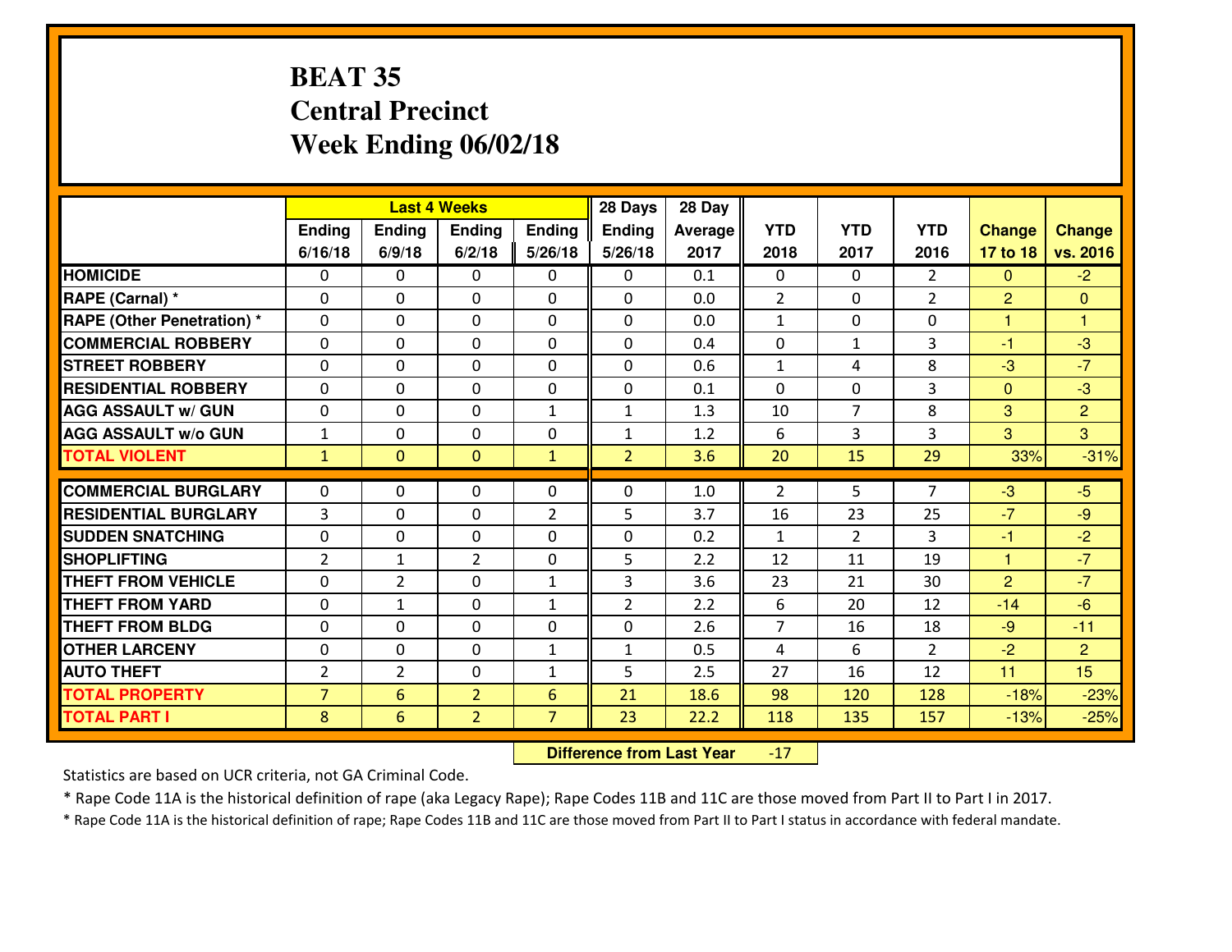# BEAT 35
## Central Precinct
## Week Ending 06/02/18

| | Last 4 Weeks | | | | 28 Days | 28 Day | | | | | |
|---|---|---|---|---|---|---|---|---|---|---|---|
| | Ending 6/16/18 | Ending 6/9/18 | Ending 6/2/18 | Ending 5/26/18 | Ending 5/26/18 | Average 2017 | YTD 2018 | YTD 2017 | YTD 2016 | Change 17 to 18 | Change vs. 2016 |
| HOMICIDE | 0 | 0 | 0 | 0 | 0 | 0.1 | 0 | 0 | 2 | 0 | -2 |
| RAPE (Carnal) * | 0 | 0 | 0 | 0 | 0 | 0.0 | 2 | 0 | 2 | 2 | 0 |
| RAPE (Other Penetration) * | 0 | 0 | 0 | 0 | 0 | 0.0 | 1 | 0 | 0 | 1 | 1 |
| COMMERCIAL ROBBERY | 0 | 0 | 0 | 0 | 0 | 0.4 | 0 | 1 | 3 | -1 | -3 |
| STREET ROBBERY | 0 | 0 | 0 | 0 | 0 | 0.6 | 1 | 4 | 8 | -3 | -7 |
| RESIDENTIAL ROBBERY | 0 | 0 | 0 | 0 | 0 | 0.1 | 0 | 0 | 3 | 0 | -3 |
| AGG ASSAULT w/ GUN | 0 | 0 | 0 | 1 | 1 | 1.3 | 10 | 7 | 8 | 3 | 2 |
| AGG ASSAULT w/o GUN | 1 | 0 | 0 | 0 | 1 | 1.2 | 6 | 3 | 3 | 3 | 3 |
| TOTAL VIOLENT | 1 | 0 | 0 | 1 | 2 | 3.6 | 20 | 15 | 29 | 33% | -31% |
| COMMERCIAL BURGLARY | 0 | 0 | 0 | 0 | 0 | 1.0 | 2 | 5 | 7 | -3 | -5 |
| RESIDENTIAL BURGLARY | 3 | 0 | 0 | 2 | 5 | 3.7 | 16 | 23 | 25 | -7 | -9 |
| SUDDEN SNATCHING | 0 | 0 | 0 | 0 | 0 | 0.2 | 1 | 2 | 3 | -1 | -2 |
| SHOPLIFTING | 2 | 1 | 2 | 0 | 5 | 2.2 | 12 | 11 | 19 | 1 | -7 |
| THEFT FROM VEHICLE | 0 | 2 | 0 | 1 | 3 | 3.6 | 23 | 21 | 30 | 2 | -7 |
| THEFT FROM YARD | 0 | 1 | 0 | 1 | 2 | 2.2 | 6 | 20 | 12 | -14 | -6 |
| THEFT FROM BLDG | 0 | 0 | 0 | 0 | 0 | 2.6 | 7 | 16 | 18 | -9 | -11 |
| OTHER LARCENY | 0 | 0 | 0 | 1 | 1 | 0.5 | 4 | 6 | 2 | -2 | 2 |
| AUTO THEFT | 2 | 2 | 0 | 1 | 5 | 2.5 | 27 | 16 | 12 | 11 | 15 |
| TOTAL PROPERTY | 7 | 6 | 2 | 6 | 21 | 18.6 | 98 | 120 | 128 | -18% | -23% |
| TOTAL PART I | 8 | 6 | 2 | 7 | 23 | 22.2 | 118 | 135 | 157 | -13% | -25% |

**Difference from Last Year** -17

Statistics are based on UCR criteria, not GA Criminal Code.

* Rape Code 11A is the historical definition of rape (aka Legacy Rape); Rape Codes 11B and 11C are those moved from Part II to Part I in 2017.

* Rape Code 11A is the historical definition of rape; Rape Codes 11B and 11C are those moved from Part II to Part I status in accordance with federal mandate.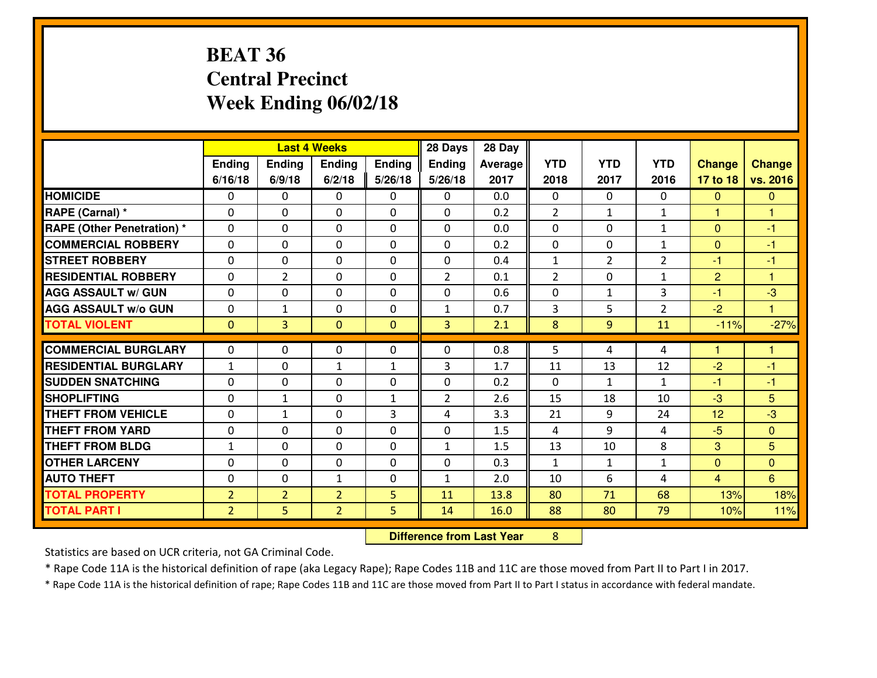# BEAT 36
# Central Precinct
# Week Ending 06/02/18

| | Last 4 Weeks | | | | 28 Days | 28 Day | | | | | |
|---|---|---|---|---|---|---|---|---|---|---|---|
| | Ending 6/16/18 | Ending 6/9/18 | Ending 6/2/18 | Ending 5/26/18 | Ending 5/26/18 | Average 2017 | YTD 2018 | YTD 2017 | YTD 2016 | Change 17 to 18 | Change vs. 2016 |
| **HOMICIDE** | 0 | 0 | 0 | 0 | 0 | 0.0 | 0 | 0 | 0 | 0 | 0 |
| **RAPE (Carnal) *** | 0 | 0 | 0 | 0 | 0 | 0.2 | 2 | 1 | 1 | 1 | 1 |
| **RAPE (Other Penetration) *** | 0 | 0 | 0 | 0 | 0 | 0.0 | 0 | 0 | 1 | 0 | -1 |
| **COMMERCIAL ROBBERY** | 0 | 0 | 0 | 0 | 0 | 0.2 | 0 | 0 | 1 | 0 | -1 |
| **STREET ROBBERY** | 0 | 0 | 0 | 0 | 0 | 0.4 | 1 | 2 | 2 | -1 | -1 |
| **RESIDENTIAL ROBBERY** | 0 | 2 | 0 | 0 | 2 | 0.1 | 2 | 0 | 1 | 2 | 1 |
| **AGG ASSAULT w/ GUN** | 0 | 0 | 0 | 0 | 0 | 0.6 | 0 | 1 | 3 | -1 | -3 |
| **AGG ASSAULT w/o GUN** | 0 | 1 | 0 | 0 | 1 | 0.7 | 3 | 5 | 2 | -2 | 1 |
| **TOTAL VIOLENT** | 0 | 3 | 0 | 0 | 3 | 2.1 | 8 | 9 | 11 | -11% | -27% |
| **COMMERCIAL BURGLARY** | 0 | 0 | 0 | 0 | 0 | 0.8 | 5 | 4 | 4 | 1 | 1 |
| **RESIDENTIAL BURGLARY** | 1 | 0 | 1 | 1 | 3 | 1.7 | 11 | 13 | 12 | -2 | -1 |
| **SUDDEN SNATCHING** | 0 | 0 | 0 | 0 | 0 | 0.2 | 0 | 1 | 1 | -1 | -1 |
| **SHOPLIFTING** | 0 | 1 | 0 | 1 | 2 | 2.6 | 15 | 18 | 10 | -3 | 5 |
| **THEFT FROM VEHICLE** | 0 | 1 | 0 | 3 | 4 | 3.3 | 21 | 9 | 24 | 12 | -3 |
| **THEFT FROM YARD** | 0 | 0 | 0 | 0 | 0 | 1.5 | 4 | 9 | 4 | -5 | 0 |
| **THEFT FROM BLDG** | 1 | 0 | 0 | 0 | 1 | 1.5 | 13 | 10 | 8 | 3 | 5 |
| **OTHER LARCENY** | 0 | 0 | 0 | 0 | 0 | 0.3 | 1 | 1 | 1 | 0 | 0 |
| **AUTO THEFT** | 0 | 0 | 1 | 0 | 1 | 2.0 | 10 | 6 | 4 | 4 | 6 |
| **TOTAL PROPERTY** | 2 | 2 | 2 | 5 | 11 | 13.8 | 80 | 71 | 68 | 13% | 18% |
| **TOTAL PART I** | 2 | 5 | 2 | 5 | 14 | 16.0 | 88 | 80 | 79 | 10% | 11% |

**Difference from Last Year** 8

Statistics are based on UCR criteria, not GA Criminal Code.

* Rape Code 11A is the historical definition of rape (aka Legacy Rape); Rape Codes 11B and 11C are those moved from Part II to Part I in 2017.

* Rape Code 11A is the historical definition of rape; Rape Codes 11B and 11C are those moved from Part II to Part I status in accordance with federal mandate.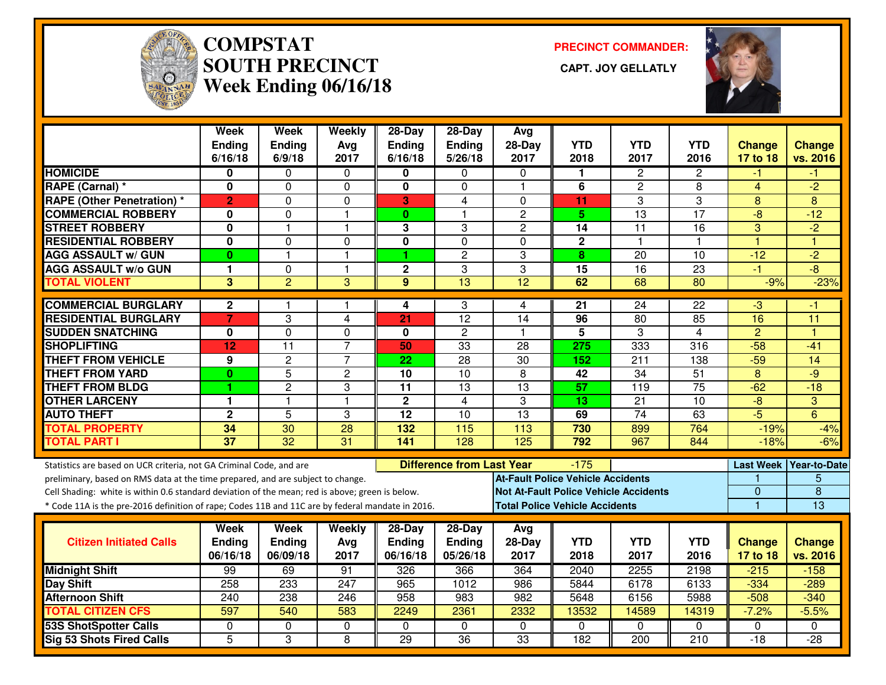# COMPSTAT SOUTH PRECINCT

## Week Ending 06/16/18

**PRECINCT COMMANDER:**

**CAPT. JOY GELLATLY**

| | Week Ending 6/16/18 | Week Ending 6/9/18 | Weekly Avg 2017 | 28-Day Ending 6/16/18 | 28-Day Ending 5/26/18 | Avg 28-Day 2017 | YTD 2018 | YTD 2017 | YTD 2016 | Change 17 to 18 | Change vs. 2016 |
|---|---|---|---|---|---|---|---|---|---|---|---|
| **HOMICIDE** | 0 | 0 | 0 | 0 | 0 | 0 | 1 | 2 | 2 | -1 | -1 |
| **RAPE (Carnal) *** | 0 | 0 | 0 | 0 | 0 | 1 | 6 | 2 | 8 | 4 | -2 |
| **RAPE (Other Penetration) *** | 2 | 0 | 0 | 3 | 4 | 0 | 11 | 3 | 3 | 8 | 8 |
| **COMMERCIAL ROBBERY** | 0 | 0 | 1 | 0 | 1 | 2 | 5 | 13 | 17 | -8 | -12 |
| **STREET ROBBERY** | 0 | 1 | 1 | 3 | 3 | 2 | 14 | 11 | 16 | 3 | -2 |
| **RESIDENTIAL ROBBERY** | 0 | 0 | 0 | 0 | 0 | 0 | 2 | 1 | 1 | 1 | 1 |
| **AGG ASSAULT w/ GUN** | 0 | 1 | 1 | 1 | 2 | 3 | 8 | 20 | 10 | -12 | -2 |
| **AGG ASSAULT w/o GUN** | 1 | 0 | 1 | 2 | 3 | 3 | 15 | 16 | 23 | -1 | -8 |
| **TOTAL VIOLENT** | 3 | 2 | 3 | 9 | 13 | 12 | 62 | 68 | 80 | -9% | -23% |
| **COMMERCIAL BURGLARY** | 2 | 1 | 1 | 4 | 3 | 4 | 21 | 24 | 22 | -3 | -1 |
| **RESIDENTIAL BURGLARY** | 7 | 3 | 4 | 21 | 12 | 14 | 96 | 80 | 85 | 16 | 11 |
| **SUDDEN SNATCHING** | 0 | 0 | 0 | 0 | 2 | 1 | 5 | 3 | 4 | 2 | 1 |
| **SHOPLIFTING** | 12 | 11 | 7 | 50 | 33 | 28 | 275 | 333 | 316 | -58 | -41 |
| **THEFT FROM VEHICLE** | 9 | 2 | 7 | 22 | 28 | 30 | 152 | 211 | 138 | -59 | 14 |
| **THEFT FROM YARD** | 0 | 5 | 2 | 10 | 10 | 8 | 42 | 34 | 51 | 8 | -9 |
| **THEFT FROM BLDG** | 1 | 2 | 3 | 11 | 13 | 13 | 57 | 119 | 75 | -62 | -18 |
| **OTHER LARCENY** | 1 | 1 | 1 | 2 | 4 | 3 | 13 | 21 | 10 | -8 | 3 |
| **AUTO THEFT** | 2 | 5 | 3 | 12 | 10 | 13 | 69 | 74 | 63 | -5 | 6 |
| **TOTAL PROPERTY** | 34 | 30 | 28 | 132 | 115 | 113 | 730 | 899 | 764 | -19% | -4% |
| **TOTAL PART I** | 37 | 32 | 31 | 141 | 128 | 125 | 792 | 967 | 844 | -18% | -6% |

Statistics are based on UCR criteria, not GA Criminal Code, and are preliminary, based on RMS data at the time prepared, and are subject to change.

Cell Shading: white is within 0.6 standard deviation of the mean; red is above; green is below.

* Code 11A is the pre-2016 definition of rape; Codes 11B and 11C are by federal mandate in 2016.

**Difference from Last Year:** -175

| | Last Week | Year-to-Date |
|---|---|---|
| **At-Fault Police Vehicle Accidents** | 1 | 5 |
| **Not At-Fault Police Vehicle Accidents** | 0 | 8 |
| **Total Police Vehicle Accidents** | 1 | 13 |

| Citizen Initiated Calls | Week Ending 06/16/18 | Week Ending 06/09/18 | Weekly Avg 2017 | 28-Day Ending 06/16/18 | 28-Day Ending 05/26/18 | Avg 28-Day 2017 | YTD 2018 | YTD 2017 | YTD 2016 | Change 17 to 18 | Change vs. 2016 |
|---|---|---|---|---|---|---|---|---|---|---|---|
| **Midnight Shift** | 99 | 69 | 91 | 326 | 366 | 364 | 2040 | 2255 | 2198 | -215 | -158 |
| **Day Shift** | 258 | 233 | 247 | 965 | 1012 | 986 | 5844 | 6178 | 6133 | -334 | -289 |
| **Afternoon Shift** | 240 | 238 | 246 | 958 | 983 | 982 | 5648 | 6156 | 5988 | -508 | -340 |
| **TOTAL CITIZEN CFS** | 597 | 540 | 583 | 2249 | 2361 | 2332 | 13532 | 14589 | 14319 | -7.2% | -5.5% |
| **53S ShotSpotter Calls** | 0 | 0 | 0 | 0 | 0 | 0 | 0 | 0 | 0 | 0 | 0 |
| **Sig 53 Shots Fired Calls** | 5 | 3 | 8 | 29 | 36 | 33 | 182 | 200 | 210 | -18 | -28 |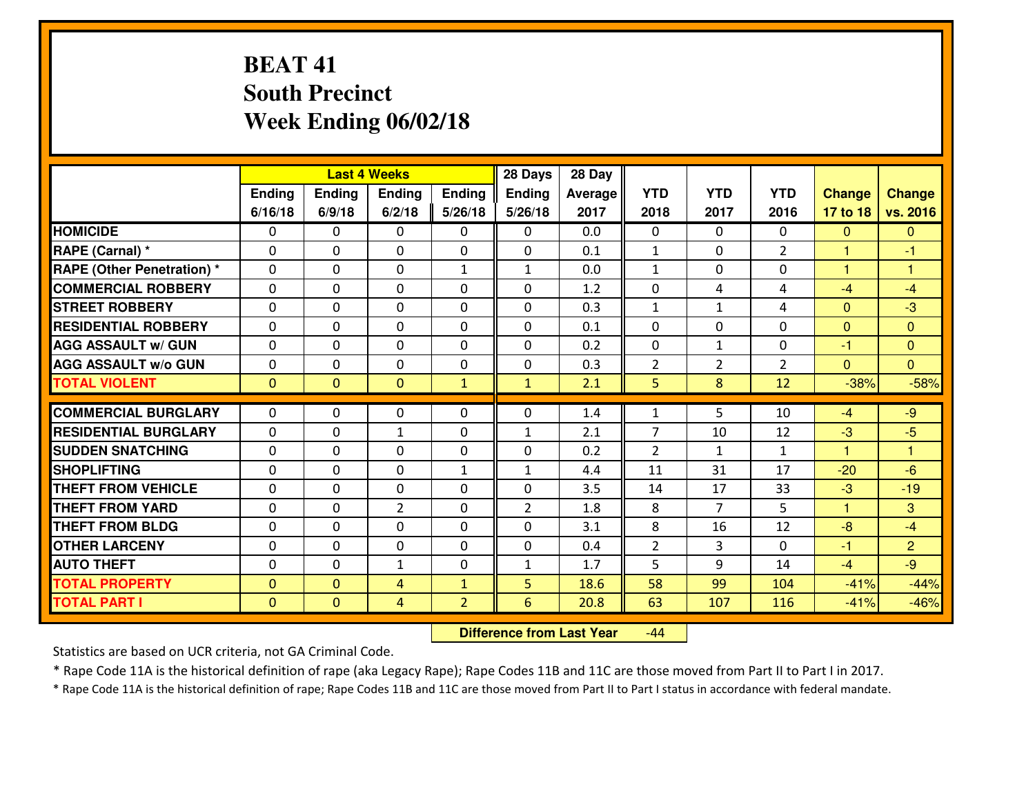# BEAT 41
## South Precinct
## Week Ending 06/02/18

| | Last 4 Weeks | | | | 28 Days | 28 Day | | | | | |
|---|---|---|---|---|---|---|---|---|---|---|---|
| | Ending 6/16/18 | Ending 6/9/18 | Ending 6/2/18 | Ending 5/26/18 | Ending 5/26/18 | Average 2017 | YTD 2018 | YTD 2017 | YTD 2016 | Change 17 to 18 | Change vs. 2016 |
| HOMICIDE | 0 | 0 | 0 | 0 | 0 | 0.0 | 0 | 0 | 0 | 0 | 0 |
| RAPE (Carnal) * | 0 | 0 | 0 | 0 | 0 | 0.1 | 1 | 0 | 2 | 1 | -1 |
| RAPE (Other Penetration) * | 0 | 0 | 0 | 1 | 1 | 0.0 | 1 | 0 | 0 | 1 | 1 |
| COMMERCIAL ROBBERY | 0 | 0 | 0 | 0 | 0 | 1.2 | 0 | 4 | 4 | -4 | -4 |
| STREET ROBBERY | 0 | 0 | 0 | 0 | 0 | 0.3 | 1 | 1 | 4 | 0 | -3 |
| RESIDENTIAL ROBBERY | 0 | 0 | 0 | 0 | 0 | 0.1 | 0 | 0 | 0 | 0 | 0 |
| AGG ASSAULT w/ GUN | 0 | 0 | 0 | 0 | 0 | 0.2 | 0 | 1 | 0 | -1 | 0 |
| AGG ASSAULT w/o GUN | 0 | 0 | 0 | 0 | 0 | 0.3 | 2 | 2 | 2 | 0 | 0 |
| TOTAL VIOLENT | 0 | 0 | 0 | 1 | 1 | 2.1 | 5 | 8 | 12 | -38% | -58% |
| COMMERCIAL BURGLARY | 0 | 0 | 0 | 0 | 0 | 1.4 | 1 | 5 | 10 | -4 | -9 |
| RESIDENTIAL BURGLARY | 0 | 0 | 1 | 0 | 1 | 2.1 | 7 | 10 | 12 | -3 | -5 |
| SUDDEN SNATCHING | 0 | 0 | 0 | 0 | 0 | 0.2 | 2 | 1 | 1 | 1 | 1 |
| SHOPLIFTING | 0 | 0 | 0 | 1 | 1 | 4.4 | 11 | 31 | 17 | -20 | -6 |
| THEFT FROM VEHICLE | 0 | 0 | 0 | 0 | 0 | 3.5 | 14 | 17 | 33 | -3 | -19 |
| THEFT FROM YARD | 0 | 0 | 2 | 0 | 2 | 1.8 | 8 | 7 | 5 | 1 | 3 |
| THEFT FROM BLDG | 0 | 0 | 0 | 0 | 0 | 3.1 | 8 | 16 | 12 | -8 | -4 |
| OTHER LARCENY | 0 | 0 | 0 | 0 | 0 | 0.4 | 2 | 3 | 0 | -1 | 2 |
| AUTO THEFT | 0 | 0 | 1 | 0 | 1 | 1.7 | 5 | 9 | 14 | -4 | -9 |
| TOTAL PROPERTY | 0 | 0 | 4 | 1 | 5 | 18.6 | 58 | 99 | 104 | -41% | -44% |
| TOTAL PART I | 0 | 0 | 4 | 2 | 6 | 20.8 | 63 | 107 | 116 | -41% | -46% |

**Difference from Last Year** -44

Statistics are based on UCR criteria, not GA Criminal Code.

* Rape Code 11A is the historical definition of rape (aka Legacy Rape); Rape Codes 11B and 11C are those moved from Part II to Part I in 2017.

* Rape Code 11A is the historical definition of rape; Rape Codes 11B and 11C are those moved from Part II to Part I status in accordance with federal mandate.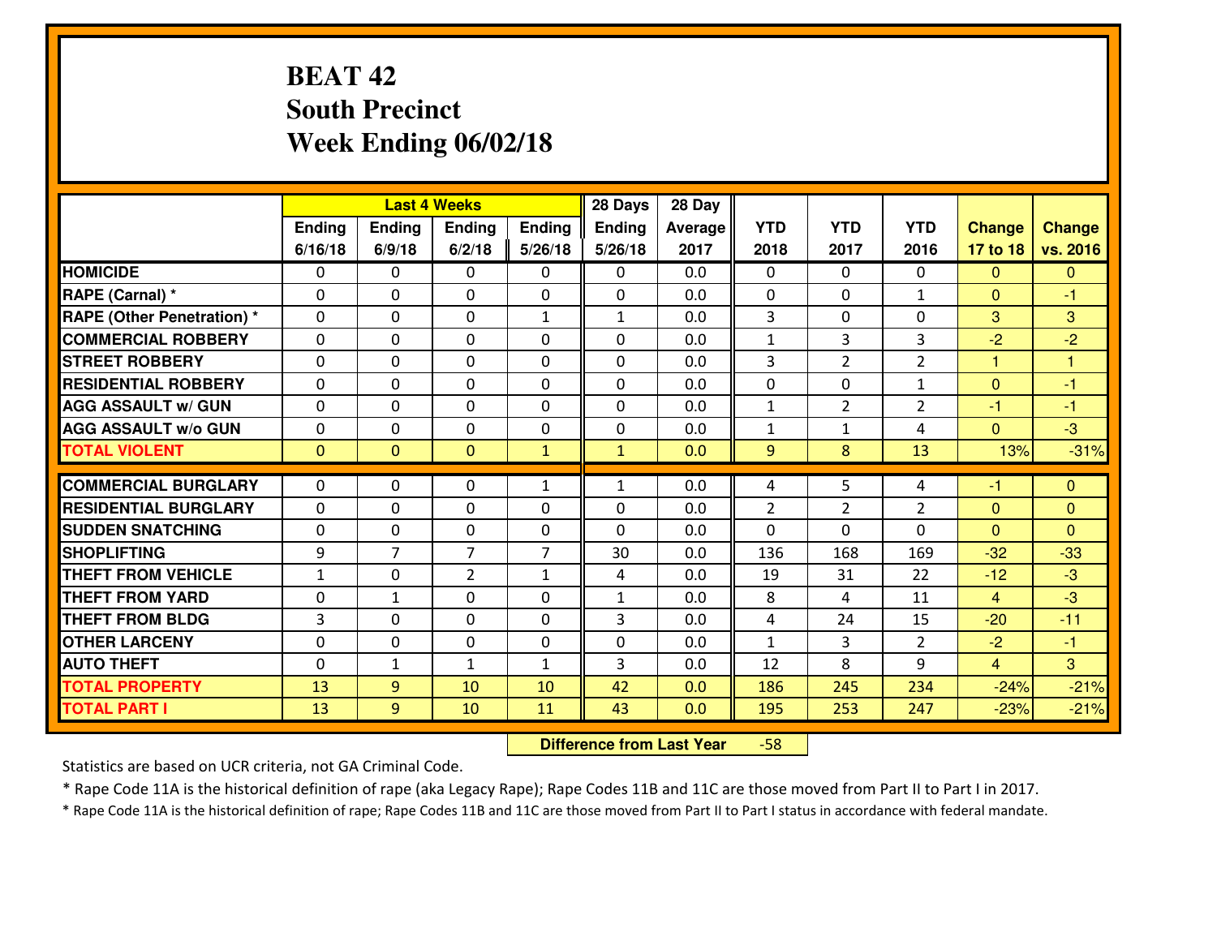# BEAT 42
## South Precinct
## Week Ending 06/02/18

| | Last 4 Weeks | | | | 28 Days | 28 Day | | | | | |
|---|---|---|---|---|---|---|---|---|---|---|---|
| | Ending 6/16/18 | Ending 6/9/18 | Ending 6/2/18 | Ending 5/26/18 | Ending 5/26/18 | Average 2017 | YTD 2018 | YTD 2017 | YTD 2016 | Change 17 to 18 | Change vs. 2016 |
| **HOMICIDE** | 0 | 0 | 0 | 0 | 0 | 0.0 | 0 | 0 | 0 | 0 | 0 |
| **RAPE (Carnal) *** | 0 | 0 | 0 | 0 | 0 | 0.0 | 0 | 0 | 1 | 0 | -1 |
| **RAPE (Other Penetration) *** | 0 | 0 | 0 | 1 | 1 | 0.0 | 3 | 0 | 0 | 3 | 3 |
| **COMMERCIAL ROBBERY** | 0 | 0 | 0 | 0 | 0 | 0.0 | 1 | 3 | 3 | -2 | -2 |
| **STREET ROBBERY** | 0 | 0 | 0 | 0 | 0 | 0.0 | 3 | 2 | 2 | 1 | 1 |
| **RESIDENTIAL ROBBERY** | 0 | 0 | 0 | 0 | 0 | 0.0 | 0 | 0 | 1 | 0 | -1 |
| **AGG ASSAULT w/ GUN** | 0 | 0 | 0 | 0 | 0 | 0.0 | 1 | 2 | 2 | -1 | -1 |
| **AGG ASSAULT w/o GUN** | 0 | 0 | 0 | 0 | 0 | 0.0 | 1 | 1 | 4 | 0 | -3 |
| **TOTAL VIOLENT** | 0 | 0 | 0 | 1 | 1 | 0.0 | 9 | 8 | 13 | 13% | -31% |
| **COMMERCIAL BURGLARY** | 0 | 0 | 0 | 1 | 1 | 0.0 | 4 | 5 | 4 | -1 | 0 |
| **RESIDENTIAL BURGLARY** | 0 | 0 | 0 | 0 | 0 | 0.0 | 2 | 2 | 2 | 0 | 0 |
| **SUDDEN SNATCHING** | 0 | 0 | 0 | 0 | 0 | 0.0 | 0 | 0 | 0 | 0 | 0 |
| **SHOPLIFTING** | 9 | 7 | 7 | 7 | 30 | 0.0 | 136 | 168 | 169 | -32 | -33 |
| **THEFT FROM VEHICLE** | 1 | 0 | 2 | 1 | 4 | 0.0 | 19 | 31 | 22 | -12 | -3 |
| **THEFT FROM YARD** | 0 | 1 | 0 | 0 | 1 | 0.0 | 8 | 4 | 11 | 4 | -3 |
| **THEFT FROM BLDG** | 3 | 0 | 0 | 0 | 3 | 0.0 | 4 | 24 | 15 | -20 | -11 |
| **OTHER LARCENY** | 0 | 0 | 0 | 0 | 0 | 0.0 | 1 | 3 | 2 | -2 | -1 |
| **AUTO THEFT** | 0 | 1 | 1 | 1 | 3 | 0.0 | 12 | 8 | 9 | 4 | 3 |
| **TOTAL PROPERTY** | 13 | 9 | 10 | 10 | 42 | 0.0 | 186 | 245 | 234 | -24% | -21% |
| **TOTAL PART I** | 13 | 9 | 10 | 11 | 43 | 0.0 | 195 | 253 | 247 | -23% | -21% |

**Difference from Last Year** -58

Statistics are based on UCR criteria, not GA Criminal Code.

* Rape Code 11A is the historical definition of rape (aka Legacy Rape); Rape Codes 11B and 11C are those moved from Part II to Part I in 2017.

* Rape Code 11A is the historical definition of rape; Rape Codes 11B and 11C are those moved from Part II to Part I status in accordance with federal mandate.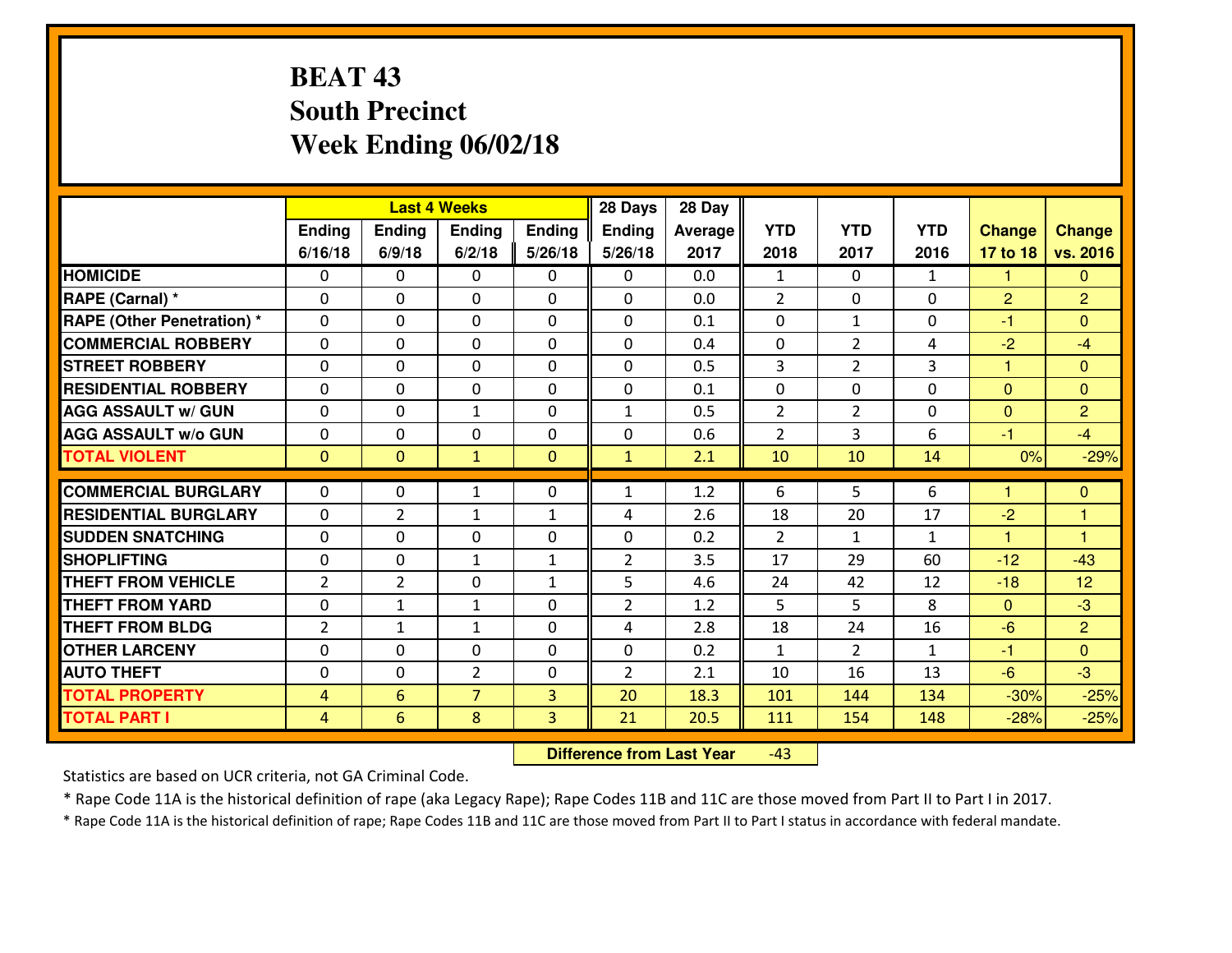# BEAT 43
## South Precinct
## Week Ending 06/02/18

| | Last 4 Weeks | | | | 28 Days | 28 Day | | | | | |
|---|---|---|---|---|---|---|---|---|---|---|---|
| | Ending 6/16/18 | Ending 6/9/18 | Ending 6/2/18 | Ending 5/26/18 | Ending 5/26/18 | Average 2017 | YTD 2018 | YTD 2017 | YTD 2016 | Change 17 to 18 | Change vs. 2016 |
| HOMICIDE | 0 | 0 | 0 | 0 | 0 | 0.0 | 1 | 0 | 1 | 1 | 0 |
| RAPE (Carnal) * | 0 | 0 | 0 | 0 | 0 | 0.0 | 2 | 0 | 0 | 2 | 2 |
| RAPE (Other Penetration) * | 0 | 0 | 0 | 0 | 0 | 0.1 | 0 | 1 | 0 | -1 | 0 |
| COMMERCIAL ROBBERY | 0 | 0 | 0 | 0 | 0 | 0.4 | 0 | 2 | 4 | -2 | -4 |
| STREET ROBBERY | 0 | 0 | 0 | 0 | 0 | 0.5 | 3 | 2 | 3 | 1 | 0 |
| RESIDENTIAL ROBBERY | 0 | 0 | 0 | 0 | 0 | 0.1 | 0 | 0 | 0 | 0 | 0 |
| AGG ASSAULT w/ GUN | 0 | 0 | 1 | 0 | 1 | 0.5 | 2 | 2 | 0 | 0 | 2 |
| AGG ASSAULT w/o GUN | 0 | 0 | 0 | 0 | 0 | 0.6 | 2 | 3 | 6 | -1 | -4 |
| TOTAL VIOLENT | 0 | 0 | 1 | 0 | 1 | 2.1 | 10 | 10 | 14 | 0% | -29% |
| COMMERCIAL BURGLARY | 0 | 0 | 1 | 0 | 1 | 1.2 | 6 | 5 | 6 | 1 | 0 |
| RESIDENTIAL BURGLARY | 0 | 2 | 1 | 1 | 4 | 2.6 | 18 | 20 | 17 | -2 | 1 |
| SUDDEN SNATCHING | 0 | 0 | 0 | 0 | 0 | 0.2 | 2 | 1 | 1 | 1 | 1 |
| SHOPLIFTING | 0 | 0 | 1 | 1 | 2 | 3.5 | 17 | 29 | 60 | -12 | -43 |
| THEFT FROM VEHICLE | 2 | 2 | 0 | 1 | 5 | 4.6 | 24 | 42 | 12 | -18 | 12 |
| THEFT FROM YARD | 0 | 1 | 1 | 0 | 2 | 1.2 | 5 | 5 | 8 | 0 | -3 |
| THEFT FROM BLDG | 2 | 1 | 1 | 0 | 4 | 2.8 | 18 | 24 | 16 | -6 | 2 |
| OTHER LARCENY | 0 | 0 | 0 | 0 | 0 | 0.2 | 1 | 2 | 1 | -1 | 0 |
| AUTO THEFT | 0 | 0 | 2 | 0 | 2 | 2.1 | 10 | 16 | 13 | -6 | -3 |
| TOTAL PROPERTY | 4 | 6 | 7 | 3 | 20 | 18.3 | 101 | 144 | 134 | -30% | -25% |
| TOTAL PART I | 4 | 6 | 8 | 3 | 21 | 20.5 | 111 | 154 | 148 | -28% | -25% |

**Difference from Last Year** -43

Statistics are based on UCR criteria, not GA Criminal Code.

* Rape Code 11A is the historical definition of rape (aka Legacy Rape); Rape Codes 11B and 11C are those moved from Part II to Part I in 2017.

* Rape Code 11A is the historical definition of rape; Rape Codes 11B and 11C are those moved from Part II to Part I status in accordance with federal mandate.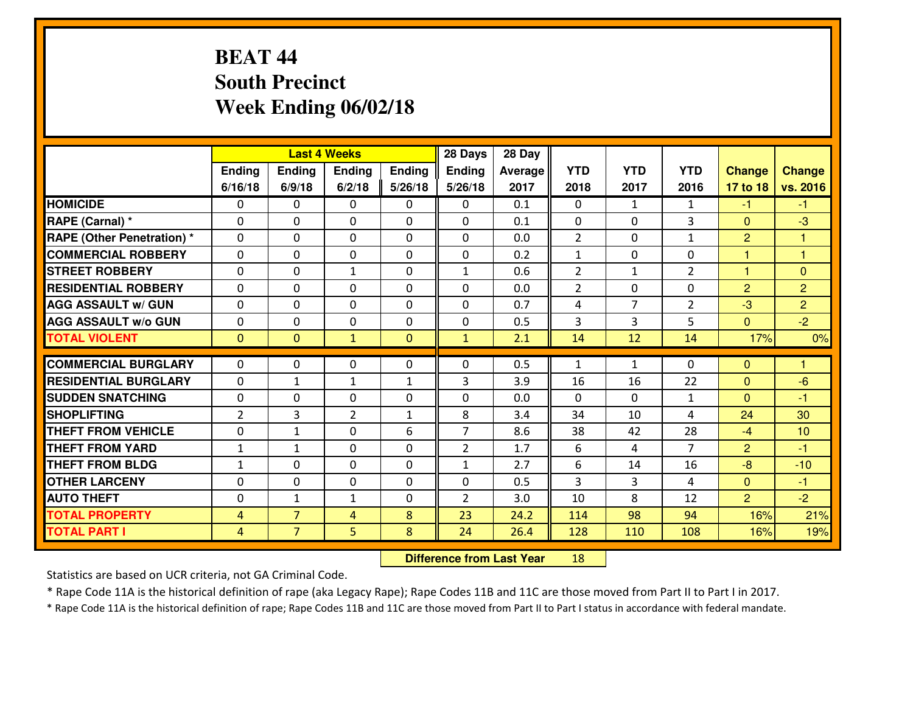# BEAT 44
## South Precinct
## Week Ending 06/02/18

| | Last 4 Weeks | | | | 28 Days | 28 Day | | | | | |
|---|---|---|---|---|---|---|---|---|---|---|---|
| | Ending 6/16/18 | Ending 6/9/18 | Ending 6/2/18 | Ending 5/26/18 | Ending 5/26/18 | Average 2017 | YTD 2018 | YTD 2017 | YTD 2016 | Change 17 to 18 | Change vs. 2016 |
| HOMICIDE | 0 | 0 | 0 | 0 | 0 | 0.1 | 0 | 1 | 1 | -1 | -1 |
| RAPE (Carnal) * | 0 | 0 | 0 | 0 | 0 | 0.1 | 0 | 0 | 3 | 0 | -3 |
| RAPE (Other Penetration) * | 0 | 0 | 0 | 0 | 0 | 0.0 | 2 | 0 | 1 | 2 | 1 |
| COMMERCIAL ROBBERY | 0 | 0 | 0 | 0 | 0 | 0.2 | 1 | 0 | 0 | 1 | 1 |
| STREET ROBBERY | 0 | 0 | 1 | 0 | 1 | 0.6 | 2 | 1 | 2 | 1 | 0 |
| RESIDENTIAL ROBBERY | 0 | 0 | 0 | 0 | 0 | 0.0 | 2 | 0 | 0 | 2 | 2 |
| AGG ASSAULT w/ GUN | 0 | 0 | 0 | 0 | 0 | 0.7 | 4 | 7 | 2 | -3 | 2 |
| AGG ASSAULT w/o GUN | 0 | 0 | 0 | 0 | 0 | 0.5 | 3 | 3 | 5 | 0 | -2 |
| TOTAL VIOLENT | 0 | 0 | 1 | 0 | 1 | 2.1 | 14 | 12 | 14 | 17% | 0% |
| COMMERCIAL BURGLARY | 0 | 0 | 0 | 0 | 0 | 0.5 | 1 | 1 | 0 | 0 | 1 |
| RESIDENTIAL BURGLARY | 0 | 1 | 1 | 1 | 3 | 3.9 | 16 | 16 | 22 | 0 | -6 |
| SUDDEN SNATCHING | 0 | 0 | 0 | 0 | 0 | 0.0 | 0 | 0 | 1 | 0 | -1 |
| SHOPLIFTING | 2 | 3 | 2 | 1 | 8 | 3.4 | 34 | 10 | 4 | 24 | 30 |
| THEFT FROM VEHICLE | 0 | 1 | 0 | 6 | 7 | 8.6 | 38 | 42 | 28 | -4 | 10 |
| THEFT FROM YARD | 1 | 1 | 0 | 0 | 2 | 1.7 | 6 | 4 | 7 | 2 | -1 |
| THEFT FROM BLDG | 1 | 0 | 0 | 0 | 1 | 2.7 | 6 | 14 | 16 | -8 | -10 |
| OTHER LARCENY | 0 | 0 | 0 | 0 | 0 | 0.5 | 3 | 3 | 4 | 0 | -1 |
| AUTO THEFT | 0 | 1 | 1 | 0 | 2 | 3.0 | 10 | 8 | 12 | 2 | -2 |
| TOTAL PROPERTY | 4 | 7 | 4 | 8 | 23 | 24.2 | 114 | 98 | 94 | 16% | 21% |
| TOTAL PART I | 4 | 7 | 5 | 8 | 24 | 26.4 | 128 | 110 | 108 | 16% | 19% |

| Difference from Last Year | 18 |
|---|---|

Statistics are based on UCR criteria, not GA Criminal Code.

* Rape Code 11A is the historical definition of rape (aka Legacy Rape); Rape Codes 11B and 11C are those moved from Part II to Part I in 2017.

* Rape Code 11A is the historical definition of rape; Rape Codes 11B and 11C are those moved from Part II to Part I status in accordance with federal mandate.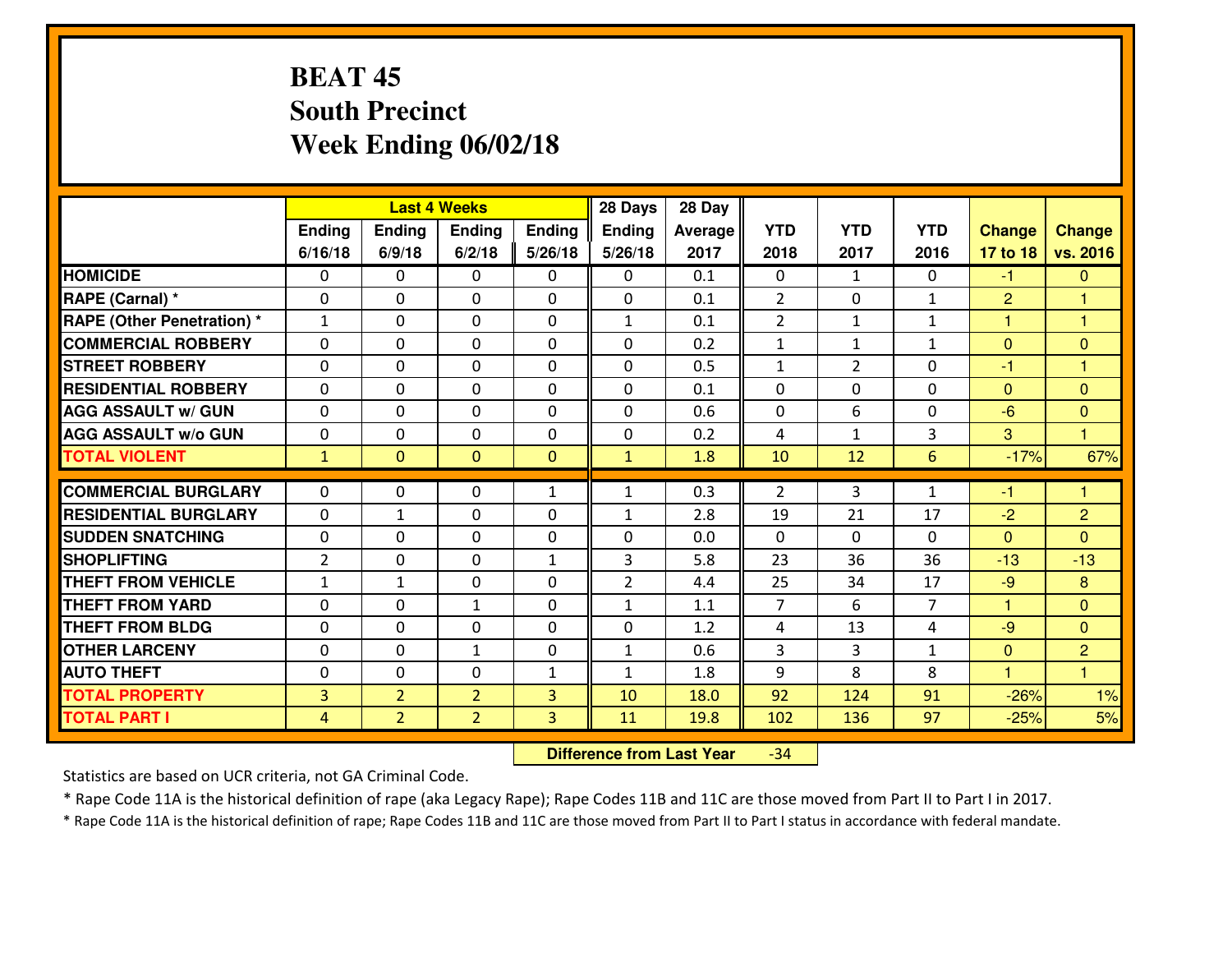# BEAT 45
## South Precinct
## Week Ending 06/02/18

| | Last 4 Weeks | | | | 28 Days | 28 Day | | | | | |
|---|---|---|---|---|---|---|---|---|---|---|---|
| | Ending 6/16/18 | Ending 6/9/18 | Ending 6/2/18 | Ending 5/26/18 | Ending 5/26/18 | Average 2017 | YTD 2018 | YTD 2017 | YTD 2016 | Change 17 to 18 | Change vs. 2016 |
| HOMICIDE | 0 | 0 | 0 | 0 | 0 | 0.1 | 0 | 1 | 0 | -1 | 0 |
| RAPE (Carnal) * | 0 | 0 | 0 | 0 | 0 | 0.1 | 2 | 0 | 1 | 2 | 1 |
| RAPE (Other Penetration) * | 1 | 0 | 0 | 0 | 1 | 0.1 | 2 | 1 | 1 | 1 | 1 |
| COMMERCIAL ROBBERY | 0 | 0 | 0 | 0 | 0 | 0.2 | 1 | 1 | 1 | 0 | 0 |
| STREET ROBBERY | 0 | 0 | 0 | 0 | 0 | 0.5 | 1 | 2 | 0 | -1 | 1 |
| RESIDENTIAL ROBBERY | 0 | 0 | 0 | 0 | 0 | 0.1 | 0 | 0 | 0 | 0 | 0 |
| AGG ASSAULT w/ GUN | 0 | 0 | 0 | 0 | 0 | 0.6 | 0 | 6 | 0 | -6 | 0 |
| AGG ASSAULT w/o GUN | 0 | 0 | 0 | 0 | 0 | 0.2 | 4 | 1 | 3 | 3 | 1 |
| TOTAL VIOLENT | 1 | 0 | 0 | 0 | 1 | 1.8 | 10 | 12 | 6 | -17% | 67% |
| COMMERCIAL BURGLARY | 0 | 0 | 0 | 1 | 1 | 0.3 | 2 | 3 | 1 | -1 | 1 |
| RESIDENTIAL BURGLARY | 0 | 1 | 0 | 0 | 1 | 2.8 | 19 | 21 | 17 | -2 | 2 |
| SUDDEN SNATCHING | 0 | 0 | 0 | 0 | 0 | 0.0 | 0 | 0 | 0 | 0 | 0 |
| SHOPLIFTING | 2 | 0 | 0 | 1 | 3 | 5.8 | 23 | 36 | 36 | -13 | -13 |
| THEFT FROM VEHICLE | 1 | 1 | 0 | 0 | 2 | 4.4 | 25 | 34 | 17 | -9 | 8 |
| THEFT FROM YARD | 0 | 0 | 1 | 0 | 1 | 1.1 | 7 | 6 | 7 | 1 | 0 |
| THEFT FROM BLDG | 0 | 0 | 0 | 0 | 0 | 1.2 | 4 | 13 | 4 | -9 | 0 |
| OTHER LARCENY | 0 | 0 | 1 | 0 | 1 | 0.6 | 3 | 3 | 1 | 0 | 2 |
| AUTO THEFT | 0 | 0 | 0 | 1 | 1 | 1.8 | 9 | 8 | 8 | 1 | 1 |
| TOTAL PROPERTY | 3 | 2 | 2 | 3 | 10 | 18.0 | 92 | 124 | 91 | -26% | 1% |
| TOTAL PART I | 4 | 2 | 2 | 3 | 11 | 19.8 | 102 | 136 | 97 | -25% | 5% |

**Difference from Last Year** -34

Statistics are based on UCR criteria, not GA Criminal Code.

* Rape Code 11A is the historical definition of rape (aka Legacy Rape); Rape Codes 11B and 11C are those moved from Part II to Part I in 2017.

* Rape Code 11A is the historical definition of rape; Rape Codes 11B and 11C are those moved from Part II to Part I status in accordance with federal mandate.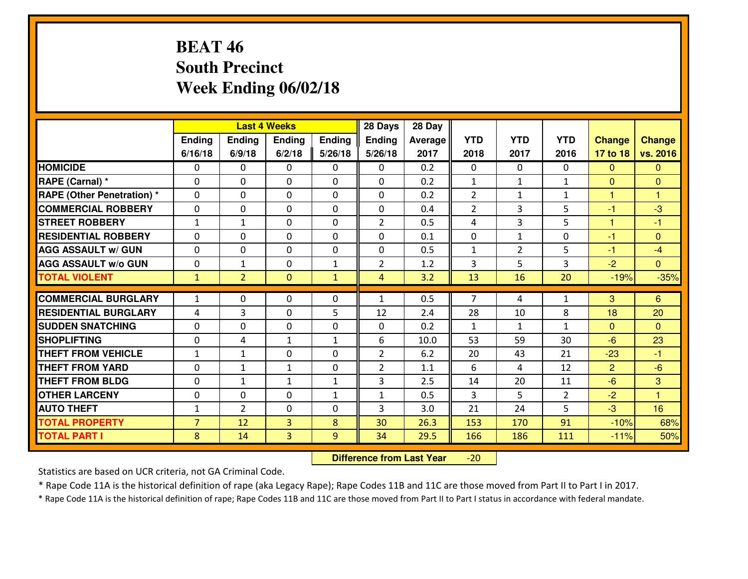# BEAT 46
## South Precinct
## Week Ending 06/02/18

| | Last 4 Weeks | | | | 28 Days | 28 Day | | | | | |
|---|---|---|---|---|---|---|---|---|---|---|---|
| | Ending 6/16/18 | Ending 6/9/18 | Ending 6/2/18 | Ending 5/26/18 | Ending 5/26/18 | Average 2017 | YTD 2018 | YTD 2017 | YTD 2016 | Change 17 to 18 | Change vs. 2016 |
| HOMICIDE | 0 | 0 | 0 | 0 | 0 | 0.2 | 0 | 0 | 0 | 0 | 0 |
| RAPE (Carnal) * | 0 | 0 | 0 | 0 | 0 | 0.2 | 1 | 1 | 1 | 0 | 0 |
| RAPE (Other Penetration) * | 0 | 0 | 0 | 0 | 0 | 0.2 | 2 | 1 | 1 | 1 | 1 |
| COMMERCIAL ROBBERY | 0 | 0 | 0 | 0 | 0 | 0.4 | 2 | 3 | 5 | -1 | -3 |
| STREET ROBBERY | 1 | 1 | 0 | 0 | 2 | 0.5 | 4 | 3 | 5 | 1 | -1 |
| RESIDENTIAL ROBBERY | 0 | 0 | 0 | 0 | 0 | 0.1 | 0 | 1 | 0 | -1 | 0 |
| AGG ASSAULT w/ GUN | 0 | 0 | 0 | 0 | 0 | 0.5 | 1 | 2 | 5 | -1 | -4 |
| AGG ASSAULT w/o GUN | 0 | 1 | 0 | 1 | 2 | 1.2 | 3 | 5 | 3 | -2 | 0 |
| TOTAL VIOLENT | 1 | 2 | 0 | 1 | 4 | 3.2 | 13 | 16 | 20 | -19% | -35% |
| COMMERCIAL BURGLARY | 1 | 0 | 0 | 0 | 1 | 0.5 | 7 | 4 | 1 | 3 | 6 |
| RESIDENTIAL BURGLARY | 4 | 3 | 0 | 5 | 12 | 2.4 | 28 | 10 | 8 | 18 | 20 |
| SUDDEN SNATCHING | 0 | 0 | 0 | 0 | 0 | 0.2 | 1 | 1 | 1 | 0 | 0 |
| SHOPLIFTING | 0 | 4 | 1 | 1 | 6 | 10.0 | 53 | 59 | 30 | -6 | 23 |
| THEFT FROM VEHICLE | 1 | 1 | 0 | 0 | 2 | 6.2 | 20 | 43 | 21 | -23 | -1 |
| THEFT FROM YARD | 0 | 1 | 1 | 0 | 2 | 1.1 | 6 | 4 | 12 | 2 | -6 |
| THEFT FROM BLDG | 0 | 1 | 1 | 1 | 3 | 2.5 | 14 | 20 | 11 | -6 | 3 |
| OTHER LARCENY | 0 | 0 | 0 | 1 | 1 | 0.5 | 3 | 5 | 2 | -2 | 1 |
| AUTO THEFT | 1 | 2 | 0 | 0 | 3 | 3.0 | 21 | 24 | 5 | -3 | 16 |
| TOTAL PROPERTY | 7 | 12 | 3 | 8 | 30 | 26.3 | 153 | 170 | 91 | -10% | 68% |
| TOTAL PART I | 8 | 14 | 3 | 9 | 34 | 29.5 | 166 | 186 | 111 | -11% | 50% |

**Difference from Last Year** -20

Statistics are based on UCR criteria, not GA Criminal Code.

* Rape Code 11A is the historical definition of rape (aka Legacy Rape); Rape Codes 11B and 11C are those moved from Part II to Part I in 2017.

* Rape Code 11A is the historical definition of rape; Rape Codes 11B and 11C are those moved from Part II to Part I status in accordance with federal mandate.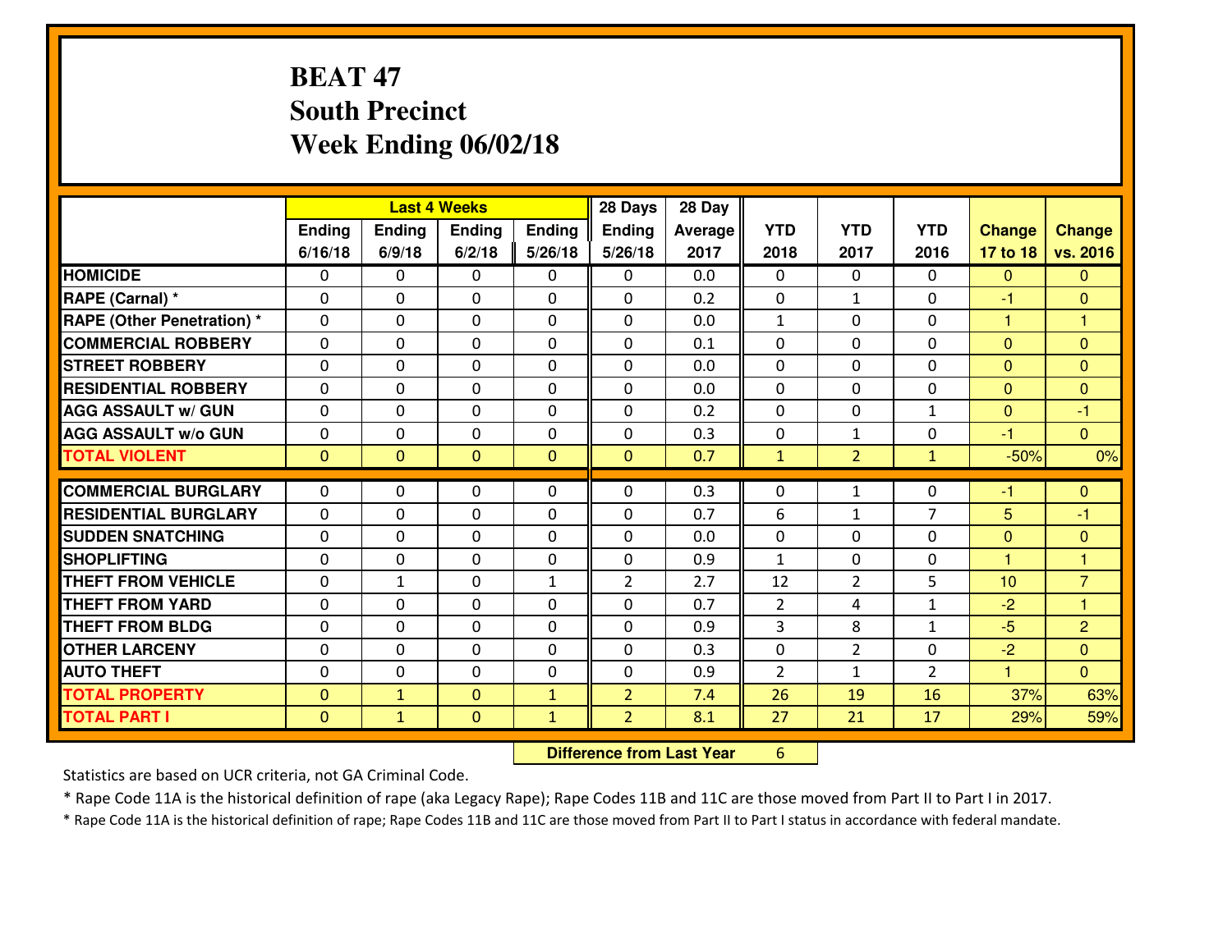# BEAT 47
## South Precinct
## Week Ending 06/02/18

| | Last 4 Weeks | | | | 28 Days | 28 Day | | | | | |
|---|---|---|---|---|---|---|---|---|---|---|---|
| | Ending 6/16/18 | Ending 6/9/18 | Ending 6/2/18 | Ending 5/26/18 | Ending 5/26/18 | Average 2017 | YTD 2018 | YTD 2017 | YTD 2016 | Change 17 to 18 | Change vs. 2016 |
| HOMICIDE | 0 | 0 | 0 | 0 | 0 | 0.0 | 0 | 0 | 0 | 0 | 0 |
| RAPE (Carnal) * | 0 | 0 | 0 | 0 | 0 | 0.2 | 0 | 1 | 0 | -1 | 0 |
| RAPE (Other Penetration) * | 0 | 0 | 0 | 0 | 0 | 0.0 | 1 | 0 | 0 | 1 | 1 |
| COMMERCIAL ROBBERY | 0 | 0 | 0 | 0 | 0 | 0.1 | 0 | 0 | 0 | 0 | 0 |
| STREET ROBBERY | 0 | 0 | 0 | 0 | 0 | 0.0 | 0 | 0 | 0 | 0 | 0 |
| RESIDENTIAL ROBBERY | 0 | 0 | 0 | 0 | 0 | 0.0 | 0 | 0 | 0 | 0 | 0 |
| AGG ASSAULT w/ GUN | 0 | 0 | 0 | 0 | 0 | 0.2 | 0 | 0 | 1 | 0 | -1 |
| AGG ASSAULT w/o GUN | 0 | 0 | 0 | 0 | 0 | 0.3 | 0 | 1 | 0 | -1 | 0 |
| TOTAL VIOLENT | 0 | 0 | 0 | 0 | 0 | 0.7 | 1 | 2 | 1 | -50% | 0% |
| COMMERCIAL BURGLARY | 0 | 0 | 0 | 0 | 0 | 0.3 | 0 | 1 | 0 | -1 | 0 |
| RESIDENTIAL BURGLARY | 0 | 0 | 0 | 0 | 0 | 0.7 | 6 | 1 | 7 | 5 | -1 |
| SUDDEN SNATCHING | 0 | 0 | 0 | 0 | 0 | 0.0 | 0 | 0 | 0 | 0 | 0 |
| SHOPLIFTING | 0 | 0 | 0 | 0 | 0 | 0.9 | 1 | 0 | 0 | 1 | 1 |
| THEFT FROM VEHICLE | 0 | 1 | 0 | 1 | 2 | 2.7 | 12 | 2 | 5 | 10 | 7 |
| THEFT FROM YARD | 0 | 0 | 0 | 0 | 0 | 0.7 | 2 | 4 | 1 | -2 | 1 |
| THEFT FROM BLDG | 0 | 0 | 0 | 0 | 0 | 0.9 | 3 | 8 | 1 | -5 | 2 |
| OTHER LARCENY | 0 | 0 | 0 | 0 | 0 | 0.3 | 0 | 2 | 0 | -2 | 0 |
| AUTO THEFT | 0 | 0 | 0 | 0 | 0 | 0.9 | 2 | 1 | 2 | 1 | 0 |
| TOTAL PROPERTY | 0 | 1 | 0 | 1 | 2 | 7.4 | 26 | 19 | 16 | 37% | 63% |
| TOTAL PART I | 0 | 1 | 0 | 1 | 2 | 8.1 | 27 | 21 | 17 | 29% | 59% |

**Difference from Last Year** 6

Statistics are based on UCR criteria, not GA Criminal Code.

* Rape Code 11A is the historical definition of rape (aka Legacy Rape); Rape Codes 11B and 11C are those moved from Part II to Part I in 2017.

* Rape Code 11A is the historical definition of rape; Rape Codes 11B and 11C are those moved from Part II to Part I status in accordance with federal mandate.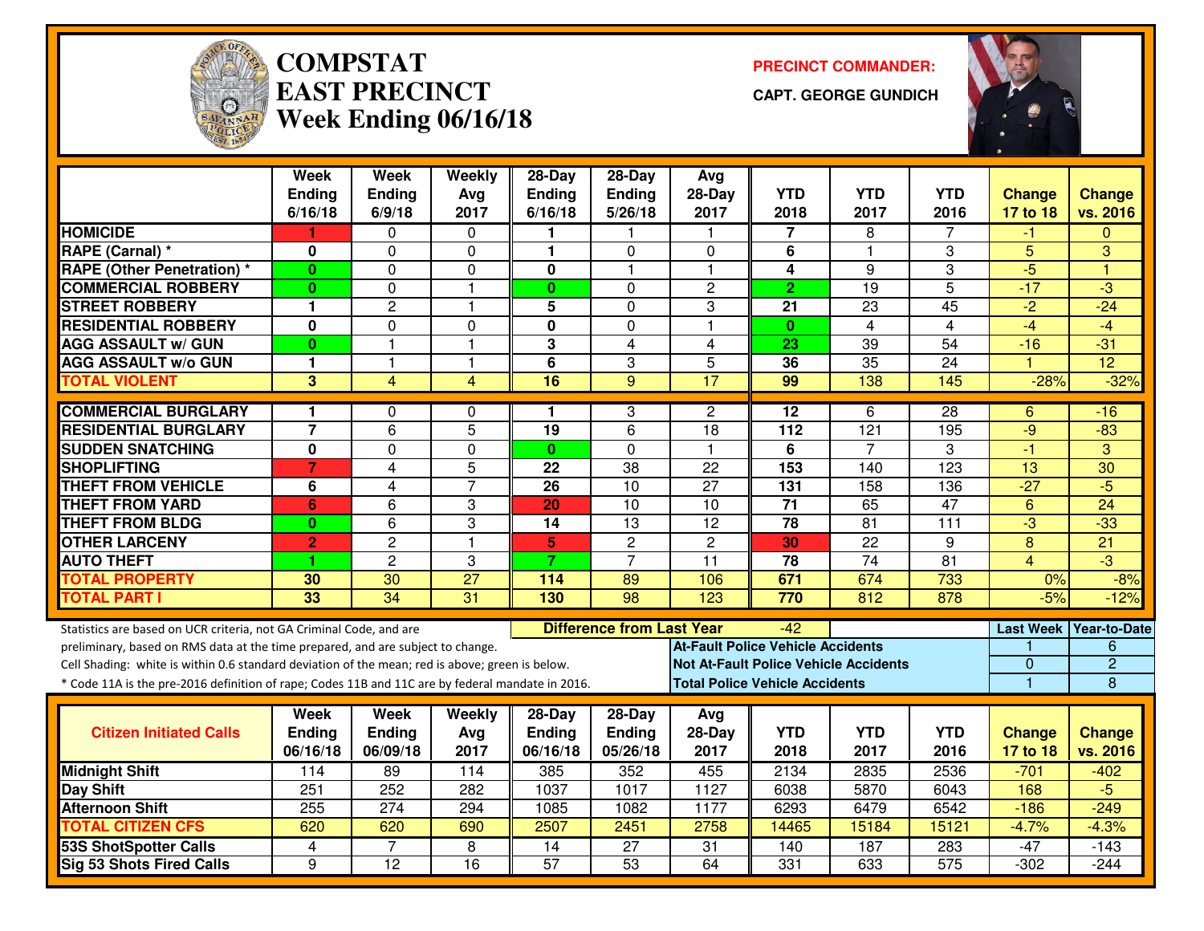# COMPSTAT EAST PRECINCT
## Week Ending 06/16/18

**PRECINCT COMMANDER:**
**CAPT. GEORGE GUNDICH**

| | Week Ending 6/16/18 | Week Ending 6/9/18 | Weekly Avg 2017 | 28-Day Ending 6/16/18 | 28-Day Ending 5/26/18 | Avg 28-Day 2017 | YTD 2018 | YTD 2017 | YTD 2016 | Change 17 to 18 | Change vs. 2016 |
|---|---|---|---|---|---|---|---|---|---|---|---|
| HOMICIDE | 1 | 0 | 0 | 1 | 1 | 1 | 7 | 8 | 7 | -1 | 0 |
| RAPE (Carnal) * | 0 | 0 | 0 | 1 | 0 | 0 | 6 | 1 | 3 | 5 | 3 |
| RAPE (Other Penetration) * | 0 | 0 | 0 | 0 | 1 | 1 | 4 | 9 | 3 | -5 | 1 |
| COMMERCIAL ROBBERY | 0 | 0 | 1 | 0 | 0 | 2 | 2 | 19 | 5 | -17 | -3 |
| STREET ROBBERY | 1 | 2 | 1 | 5 | 0 | 3 | 21 | 23 | 45 | -2 | -24 |
| RESIDENTIAL ROBBERY | 0 | 0 | 0 | 0 | 0 | 1 | 0 | 4 | 4 | -4 | -4 |
| AGG ASSAULT w/ GUN | 0 | 1 | 1 | 3 | 4 | 4 | 23 | 39 | 54 | -16 | -31 |
| AGG ASSAULT w/o GUN | 1 | 1 | 1 | 6 | 3 | 5 | 36 | 35 | 24 | 1 | 12 |
| TOTAL VIOLENT | 3 | 4 | 4 | 16 | 9 | 17 | 99 | 138 | 145 | -28% | -32% |
| COMMERCIAL BURGLARY | 1 | 0 | 0 | 1 | 3 | 2 | 12 | 6 | 28 | 6 | -16 |
| RESIDENTIAL BURGLARY | 7 | 6 | 5 | 19 | 6 | 18 | 112 | 121 | 195 | -9 | -83 |
| SUDDEN SNATCHING | 0 | 0 | 0 | 0 | 0 | 1 | 6 | 7 | 3 | -1 | 3 |
| SHOPLIFTING | 7 | 4 | 5 | 22 | 38 | 22 | 153 | 140 | 123 | 13 | 30 |
| THEFT FROM VEHICLE | 6 | 4 | 7 | 26 | 10 | 27 | 131 | 158 | 136 | -27 | -5 |
| THEFT FROM YARD | 6 | 6 | 3 | 20 | 10 | 10 | 71 | 65 | 47 | 6 | 24 |
| THEFT FROM BLDG | 0 | 6 | 3 | 14 | 13 | 12 | 78 | 81 | 111 | -3 | -33 |
| OTHER LARCENY | 2 | 2 | 1 | 5 | 2 | 2 | 30 | 22 | 9 | 8 | 21 |
| AUTO THEFT | 1 | 2 | 3 | 7 | 7 | 11 | 78 | 74 | 81 | 4 | -3 |
| TOTAL PROPERTY | 30 | 30 | 27 | 114 | 89 | 106 | 671 | 674 | 733 | 0% | -8% |
| TOTAL PART I | 33 | 34 | 31 | 130 | 98 | 123 | 770 | 812 | 878 | -5% | -12% |

Statistics are based on UCR criteria, not GA Criminal Code, and are preliminary, based on RMS data at the time prepared, and are subject to change.
Cell Shading: white is within 0.6 standard deviation of the mean; red is above; green is below.
* Code 11A is the pre-2016 definition of rape; Codes 11B and 11C are by federal mandate in 2016.

**Difference from Last Year:** -42

| | Last Week | Year-to-Date |
|---|---|---|
| At-Fault Police Vehicle Accidents | 1 | 6 |
| Not At-Fault Police Vehicle Accidents | 0 | 2 |
| Total Police Vehicle Accidents | 1 | 8 |

| Citizen Initiated Calls | Week Ending 06/16/18 | Week Ending 06/09/18 | Weekly Avg 2017 | 28-Day Ending 06/16/18 | 28-Day Ending 05/26/18 | Avg 28-Day 2017 | YTD 2018 | YTD 2017 | YTD 2016 | Change 17 to 18 | Change vs. 2016 |
|---|---|---|---|---|---|---|---|---|---|---|---|
| Midnight Shift | 114 | 89 | 114 | 385 | 352 | 455 | 2134 | 2835 | 2536 | -701 | -402 |
| Day Shift | 251 | 252 | 282 | 1037 | 1017 | 1127 | 6038 | 5870 | 6043 | 168 | -5 |
| Afternoon Shift | 255 | 274 | 294 | 1085 | 1082 | 1177 | 6293 | 6479 | 6542 | -186 | -249 |
| TOTAL CITIZEN CFS | 620 | 620 | 690 | 2507 | 2451 | 2758 | 14465 | 15184 | 15121 | -4.7% | -4.3% |
| 53S ShotSpotter Calls | 4 | 7 | 8 | 14 | 27 | 31 | 140 | 187 | 283 | -47 | -143 |
| Sig 53 Shots Fired Calls | 9 | 12 | 16 | 57 | 53 | 64 | 331 | 633 | 575 | -302 | -244 |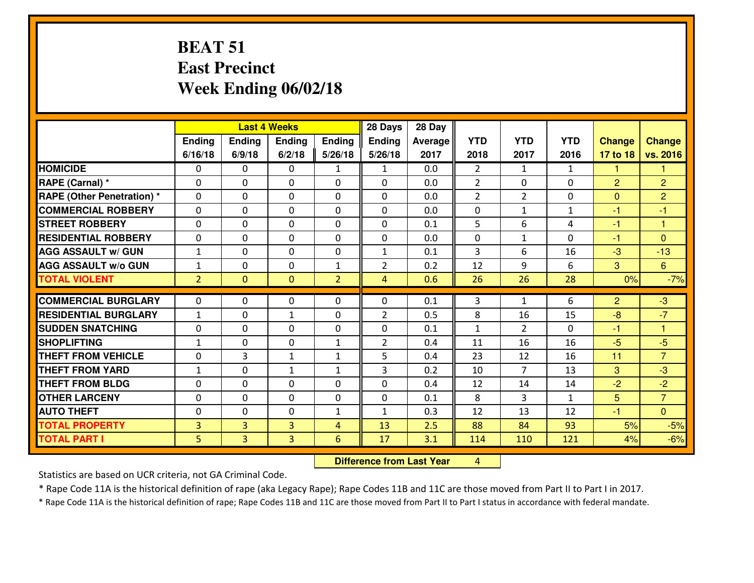# BEAT 51
## East Precinct
## Week Ending 06/02/18

| | Last 4 Weeks | | | | 28 Days | 28 Day | | | | | |
|---|---|---|---|---|---|---|---|---|---|---|---|
| | Ending 6/16/18 | Ending 6/9/18 | Ending 6/2/18 | Ending 5/26/18 | Ending 5/26/18 | Average 2017 | YTD 2018 | YTD 2017 | YTD 2016 | Change 17 to 18 | Change vs. 2016 |
| HOMICIDE | 0 | 0 | 0 | 1 | 1 | 0.0 | 2 | 1 | 1 | 1 | 1 |
| RAPE (Carnal) * | 0 | 0 | 0 | 0 | 0 | 0.0 | 2 | 0 | 0 | 2 | 2 |
| RAPE (Other Penetration) * | 0 | 0 | 0 | 0 | 0 | 0.0 | 2 | 2 | 0 | 0 | 2 |
| COMMERCIAL ROBBERY | 0 | 0 | 0 | 0 | 0 | 0.0 | 0 | 1 | 1 | -1 | -1 |
| STREET ROBBERY | 0 | 0 | 0 | 0 | 0 | 0.1 | 5 | 6 | 4 | -1 | 1 |
| RESIDENTIAL ROBBERY | 0 | 0 | 0 | 0 | 0 | 0.0 | 0 | 1 | 0 | -1 | 0 |
| AGG ASSAULT w/ GUN | 1 | 0 | 0 | 0 | 1 | 0.1 | 3 | 6 | 16 | -3 | -13 |
| AGG ASSAULT w/o GUN | 1 | 0 | 0 | 1 | 2 | 0.2 | 12 | 9 | 6 | 3 | 6 |
| TOTAL VIOLENT | 2 | 0 | 0 | 2 | 4 | 0.6 | 26 | 26 | 28 | 0% | -7% |
| COMMERCIAL BURGLARY | 0 | 0 | 0 | 0 | 0 | 0.1 | 3 | 1 | 6 | 2 | -3 |
| RESIDENTIAL BURGLARY | 1 | 0 | 1 | 0 | 2 | 0.5 | 8 | 16 | 15 | -8 | -7 |
| SUDDEN SNATCHING | 0 | 0 | 0 | 0 | 0 | 0.1 | 1 | 2 | 0 | -1 | 1 |
| SHOPLIFTING | 1 | 0 | 0 | 1 | 2 | 0.4 | 11 | 16 | 16 | -5 | -5 |
| THEFT FROM VEHICLE | 0 | 3 | 1 | 1 | 5 | 0.4 | 23 | 12 | 16 | 11 | 7 |
| THEFT FROM YARD | 1 | 0 | 1 | 1 | 3 | 0.2 | 10 | 7 | 13 | 3 | -3 |
| THEFT FROM BLDG | 0 | 0 | 0 | 0 | 0 | 0.4 | 12 | 14 | 14 | -2 | -2 |
| OTHER LARCENY | 0 | 0 | 0 | 0 | 0 | 0.1 | 8 | 3 | 1 | 5 | 7 |
| AUTO THEFT | 0 | 0 | 0 | 1 | 1 | 0.3 | 12 | 13 | 12 | -1 | 0 |
| TOTAL PROPERTY | 3 | 3 | 3 | 4 | 13 | 2.5 | 88 | 84 | 93 | 5% | -5% |
| TOTAL PART I | 5 | 3 | 3 | 6 | 17 | 3.1 | 114 | 110 | 121 | 4% | -6% |

**Difference from Last Year** 4

Statistics are based on UCR criteria, not GA Criminal Code.

* Rape Code 11A is the historical definition of rape (aka Legacy Rape); Rape Codes 11B and 11C are those moved from Part II to Part I in 2017.

* Rape Code 11A is the historical definition of rape; Rape Codes 11B and 11C are those moved from Part II to Part I status in accordance with federal mandate.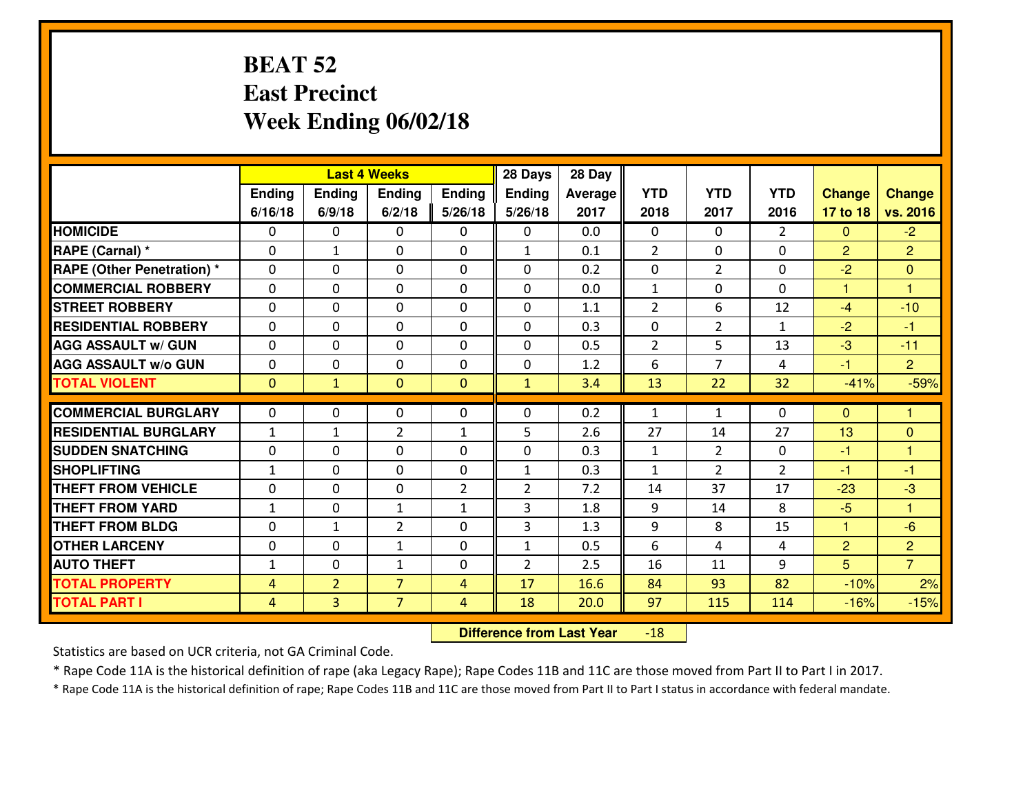# BEAT 52
## East Precinct
## Week Ending 06/02/18

| | Last 4 Weeks | | | | 28 Days | 28 Day | | | | | |
|---|---|---|---|---|---|---|---|---|---|---|---|
| | Ending 6/16/18 | Ending 6/9/18 | Ending 6/2/18 | Ending 5/26/18 | Ending 5/26/18 | Average 2017 | YTD 2018 | YTD 2017 | YTD 2016 | Change 17 to 18 | Change vs. 2016 |
| HOMICIDE | 0 | 0 | 0 | 0 | 0 | 0.0 | 0 | 0 | 2 | 0 | -2 |
| RAPE (Carnal) * | 0 | 1 | 0 | 0 | 1 | 0.1 | 2 | 0 | 0 | 2 | 2 |
| RAPE (Other Penetration) * | 0 | 0 | 0 | 0 | 0 | 0.2 | 0 | 2 | 0 | -2 | 0 |
| COMMERCIAL ROBBERY | 0 | 0 | 0 | 0 | 0 | 0.0 | 1 | 0 | 0 | 1 | 1 |
| STREET ROBBERY | 0 | 0 | 0 | 0 | 0 | 1.1 | 2 | 6 | 12 | -4 | -10 |
| RESIDENTIAL ROBBERY | 0 | 0 | 0 | 0 | 0 | 0.3 | 0 | 2 | 1 | -2 | -1 |
| AGG ASSAULT w/ GUN | 0 | 0 | 0 | 0 | 0 | 0.5 | 2 | 5 | 13 | -3 | -11 |
| AGG ASSAULT w/o GUN | 0 | 0 | 0 | 0 | 0 | 1.2 | 6 | 7 | 4 | -1 | 2 |
| TOTAL VIOLENT | 0 | 1 | 0 | 0 | 1 | 3.4 | 13 | 22 | 32 | -41% | -59% |
| COMMERCIAL BURGLARY | 0 | 0 | 0 | 0 | 0 | 0.2 | 1 | 1 | 0 | 0 | 1 |
| RESIDENTIAL BURGLARY | 1 | 1 | 2 | 1 | 5 | 2.6 | 27 | 14 | 27 | 13 | 0 |
| SUDDEN SNATCHING | 0 | 0 | 0 | 0 | 0 | 0.3 | 1 | 2 | 0 | -1 | 1 |
| SHOPLIFTING | 1 | 0 | 0 | 0 | 1 | 0.3 | 1 | 2 | 2 | -1 | -1 |
| THEFT FROM VEHICLE | 0 | 0 | 0 | 2 | 2 | 7.2 | 14 | 37 | 17 | -23 | -3 |
| THEFT FROM YARD | 1 | 0 | 1 | 1 | 3 | 1.8 | 9 | 14 | 8 | -5 | 1 |
| THEFT FROM BLDG | 0 | 1 | 2 | 0 | 3 | 1.3 | 9 | 8 | 15 | 1 | -6 |
| OTHER LARCENY | 0 | 0 | 1 | 0 | 1 | 0.5 | 6 | 4 | 4 | 2 | 2 |
| AUTO THEFT | 1 | 0 | 1 | 0 | 2 | 2.5 | 16 | 11 | 9 | 5 | 7 |
| TOTAL PROPERTY | 4 | 2 | 7 | 4 | 17 | 16.6 | 84 | 93 | 82 | -10% | 2% |
| TOTAL PART I | 4 | 3 | 7 | 4 | 18 | 20.0 | 97 | 115 | 114 | -16% | -15% |

**Difference from Last Year** -18

Statistics are based on UCR criteria, not GA Criminal Code.

* Rape Code 11A is the historical definition of rape (aka Legacy Rape); Rape Codes 11B and 11C are those moved from Part II to Part I in 2017.

* Rape Code 11A is the historical definition of rape; Rape Codes 11B and 11C are those moved from Part II to Part I status in accordance with federal mandate.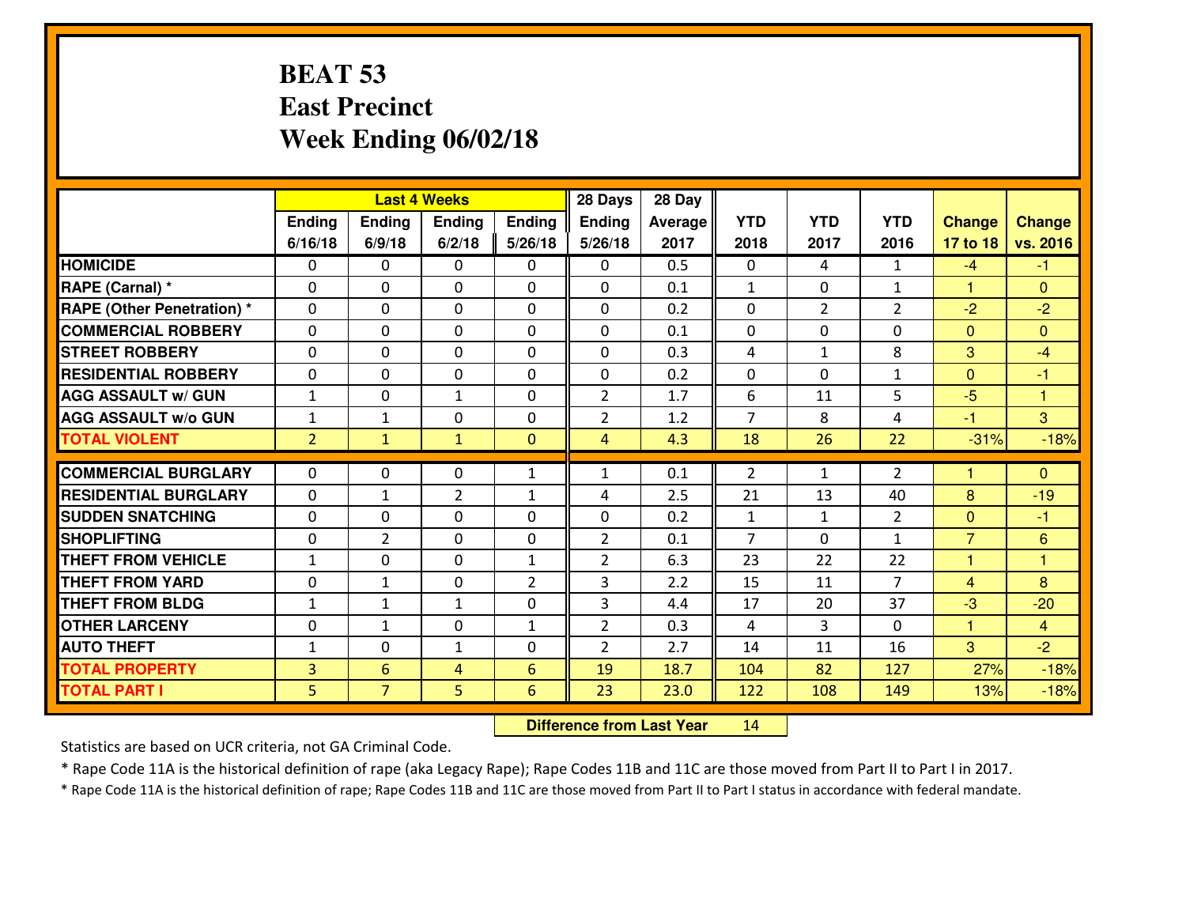# BEAT 53
## East Precinct
## Week Ending 06/02/18

| | Last 4 Weeks | | | | 28 Days | 28 Day | | | | | |
|---|---|---|---|---|---|---|---|---|---|---|---|
| | Ending 6/16/18 | Ending 6/9/18 | Ending 6/2/18 | Ending 5/26/18 | Ending 5/26/18 | Average 2017 | YTD 2018 | YTD 2017 | YTD 2016 | Change 17 to 18 | Change vs. 2016 |
| HOMICIDE | 0 | 0 | 0 | 0 | 0 | 0.5 | 0 | 4 | 1 | -4 | -1 |
| RAPE (Carnal) * | 0 | 0 | 0 | 0 | 0 | 0.1 | 1 | 0 | 1 | 1 | 0 |
| RAPE (Other Penetration) * | 0 | 0 | 0 | 0 | 0 | 0.2 | 0 | 2 | 2 | -2 | -2 |
| COMMERCIAL ROBBERY | 0 | 0 | 0 | 0 | 0 | 0.1 | 0 | 0 | 0 | 0 | 0 |
| STREET ROBBERY | 0 | 0 | 0 | 0 | 0 | 0.3 | 4 | 1 | 8 | 3 | -4 |
| RESIDENTIAL ROBBERY | 0 | 0 | 0 | 0 | 0 | 0.2 | 0 | 0 | 1 | 0 | -1 |
| AGG ASSAULT w/ GUN | 1 | 0 | 1 | 0 | 2 | 1.7 | 6 | 11 | 5 | -5 | 1 |
| AGG ASSAULT w/o GUN | 1 | 1 | 0 | 0 | 2 | 1.2 | 7 | 8 | 4 | -1 | 3 |
| TOTAL VIOLENT | 2 | 1 | 1 | 0 | 4 | 4.3 | 18 | 26 | 22 | -31% | -18% |
| COMMERCIAL BURGLARY | 0 | 0 | 0 | 1 | 1 | 0.1 | 2 | 1 | 2 | 1 | 0 |
| RESIDENTIAL BURGLARY | 0 | 1 | 2 | 1 | 4 | 2.5 | 21 | 13 | 40 | 8 | -19 |
| SUDDEN SNATCHING | 0 | 0 | 0 | 0 | 0 | 0.2 | 1 | 1 | 2 | 0 | -1 |
| SHOPLIFTING | 0 | 2 | 0 | 0 | 2 | 0.1 | 7 | 0 | 1 | 7 | 6 |
| THEFT FROM VEHICLE | 1 | 0 | 0 | 1 | 2 | 6.3 | 23 | 22 | 22 | 1 | 1 |
| THEFT FROM YARD | 0 | 1 | 0 | 2 | 3 | 2.2 | 15 | 11 | 7 | 4 | 8 |
| THEFT FROM BLDG | 1 | 1 | 1 | 0 | 3 | 4.4 | 17 | 20 | 37 | -3 | -20 |
| OTHER LARCENY | 0 | 1 | 0 | 1 | 2 | 0.3 | 4 | 3 | 0 | 1 | 4 |
| AUTO THEFT | 1 | 0 | 1 | 0 | 2 | 2.7 | 14 | 11 | 16 | 3 | -2 |
| TOTAL PROPERTY | 3 | 6 | 4 | 6 | 19 | 18.7 | 104 | 82 | 127 | 27% | -18% |
| TOTAL PART I | 5 | 7 | 5 | 6 | 23 | 23.0 | 122 | 108 | 149 | 13% | -18% |

**Difference from Last Year** 14

Statistics are based on UCR criteria, not GA Criminal Code.

* Rape Code 11A is the historical definition of rape (aka Legacy Rape); Rape Codes 11B and 11C are those moved from Part II to Part I in 2017.

* Rape Code 11A is the historical definition of rape; Rape Codes 11B and 11C are those moved from Part II to Part I status in accordance with federal mandate.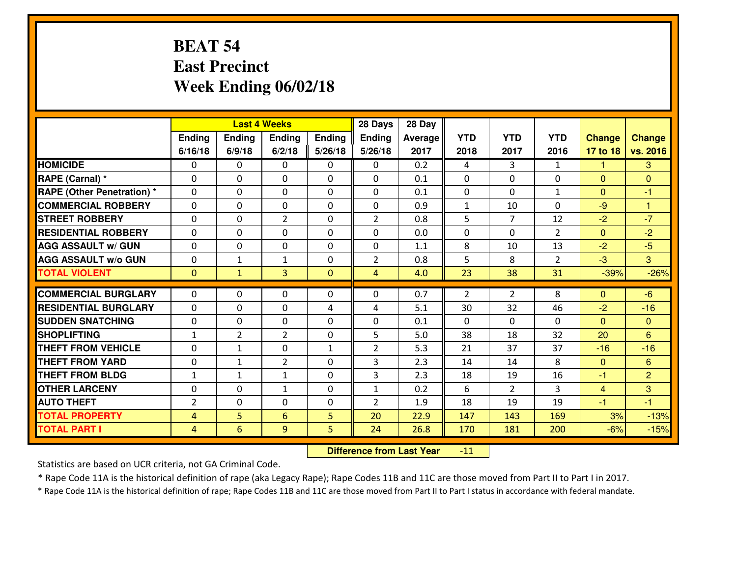# BEAT 54
# East Precinct
# Week Ending 06/02/18

| | Last 4 Weeks | | | | 28 Days | 28 Day | | | | | |
|---|---|---|---|---|---|---|---|---|---|---|---|
| | Ending 6/16/18 | Ending 6/9/18 | Ending 6/2/18 | Ending 5/26/18 | Ending 5/26/18 | Average 2017 | YTD 2018 | YTD 2017 | YTD 2016 | Change 17 to 18 | Change vs. 2016 |
| HOMICIDE | 0 | 0 | 0 | 0 | 0 | 0.2 | 4 | 3 | 1 | 1 | 3 |
| RAPE (Carnal) * | 0 | 0 | 0 | 0 | 0 | 0.1 | 0 | 0 | 0 | 0 | 0 |
| RAPE (Other Penetration) * | 0 | 0 | 0 | 0 | 0 | 0.1 | 0 | 0 | 1 | 0 | -1 |
| COMMERCIAL ROBBERY | 0 | 0 | 0 | 0 | 0 | 0.9 | 1 | 10 | 0 | -9 | 1 |
| STREET ROBBERY | 0 | 0 | 2 | 0 | 2 | 0.8 | 5 | 7 | 12 | -2 | -7 |
| RESIDENTIAL ROBBERY | 0 | 0 | 0 | 0 | 0 | 0.0 | 0 | 0 | 2 | 0 | -2 |
| AGG ASSAULT w/ GUN | 0 | 0 | 0 | 0 | 0 | 1.1 | 8 | 10 | 13 | -2 | -5 |
| AGG ASSAULT w/o GUN | 0 | 1 | 1 | 0 | 2 | 0.8 | 5 | 8 | 2 | -3 | 3 |
| TOTAL VIOLENT | 0 | 1 | 3 | 0 | 4 | 4.0 | 23 | 38 | 31 | -39% | -26% |
| COMMERCIAL BURGLARY | 0 | 0 | 0 | 0 | 0 | 0.7 | 2 | 2 | 8 | 0 | -6 |
| RESIDENTIAL BURGLARY | 0 | 0 | 0 | 4 | 4 | 5.1 | 30 | 32 | 46 | -2 | -16 |
| SUDDEN SNATCHING | 0 | 0 | 0 | 0 | 0 | 0.1 | 0 | 0 | 0 | 0 | 0 |
| SHOPLIFTING | 1 | 2 | 2 | 0 | 5 | 5.0 | 38 | 18 | 32 | 20 | 6 |
| THEFT FROM VEHICLE | 0 | 1 | 0 | 1 | 2 | 5.3 | 21 | 37 | 37 | -16 | -16 |
| THEFT FROM YARD | 0 | 1 | 2 | 0 | 3 | 2.3 | 14 | 14 | 8 | 0 | 6 |
| THEFT FROM BLDG | 1 | 1 | 1 | 0 | 3 | 2.3 | 18 | 19 | 16 | -1 | 2 |
| OTHER LARCENY | 0 | 0 | 1 | 0 | 1 | 0.2 | 6 | 2 | 3 | 4 | 3 |
| AUTO THEFT | 2 | 0 | 0 | 0 | 2 | 1.9 | 18 | 19 | 19 | -1 | -1 |
| TOTAL PROPERTY | 4 | 5 | 6 | 5 | 20 | 22.9 | 147 | 143 | 169 | 3% | -13% |
| TOTAL PART I | 4 | 6 | 9 | 5 | 24 | 26.8 | 170 | 181 | 200 | -6% | -15% |

**Difference from Last Year** -11

Statistics are based on UCR criteria, not GA Criminal Code.

* Rape Code 11A is the historical definition of rape (aka Legacy Rape); Rape Codes 11B and 11C are those moved from Part II to Part I in 2017.

* Rape Code 11A is the historical definition of rape; Rape Codes 11B and 11C are those moved from Part II to Part I status in accordance with federal mandate.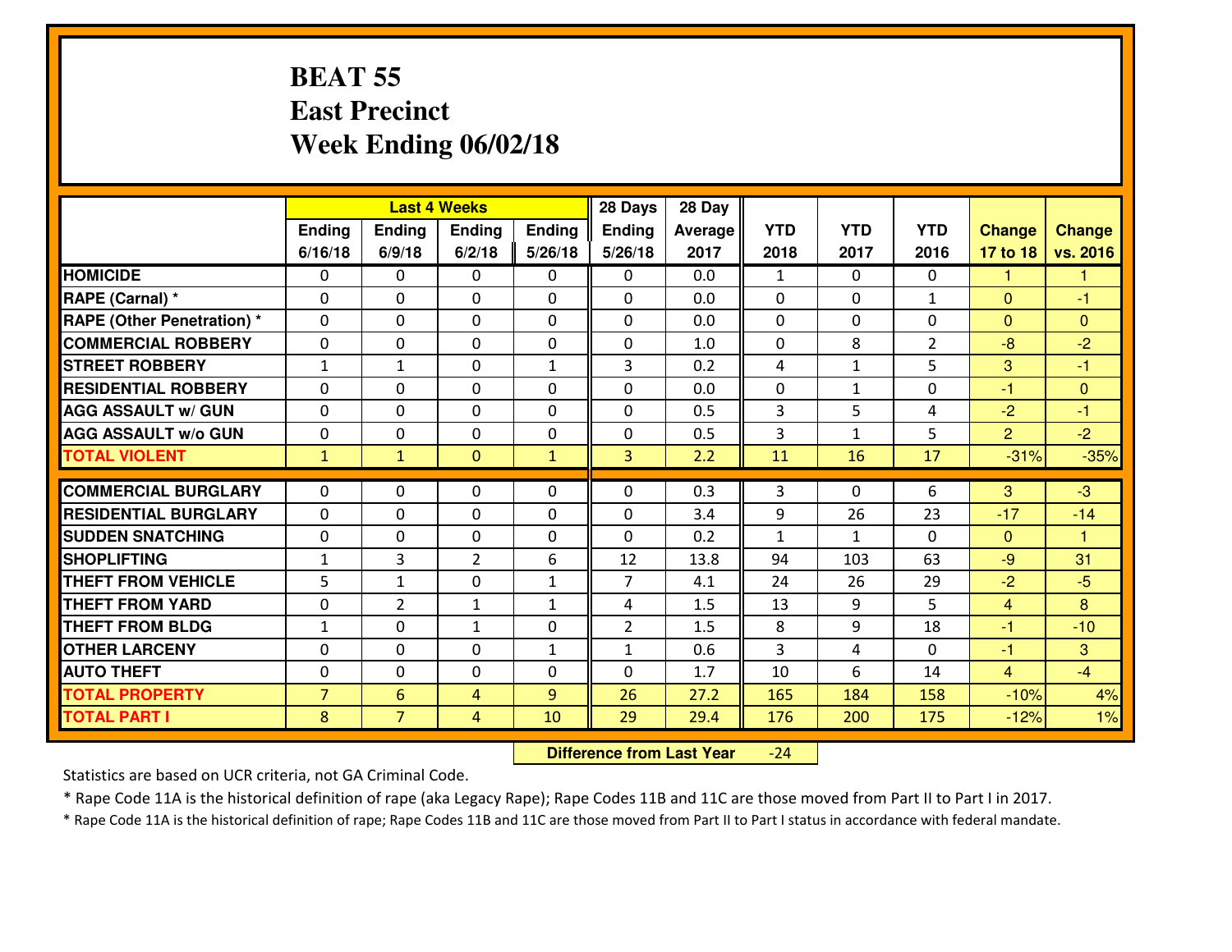# BEAT 55
## East Precinct
## Week Ending 06/02/18

| | Last 4 Weeks | | | | 28 Days | 28 Day | | | | | |
|---|---|---|---|---|---|---|---|---|---|---|---|
| | Ending 6/16/18 | Ending 6/9/18 | Ending 6/2/18 | Ending 5/26/18 | Ending 5/26/18 | Average 2017 | YTD 2018 | YTD 2017 | YTD 2016 | Change 17 to 18 | Change vs. 2016 |
| **HOMICIDE** | 0 | 0 | 0 | 0 | 0 | 0.0 | 1 | 0 | 0 | 1 | 1 |
| **RAPE (Carnal) *** | 0 | 0 | 0 | 0 | 0 | 0.0 | 0 | 0 | 1 | 0 | -1 |
| **RAPE (Other Penetration) *** | 0 | 0 | 0 | 0 | 0 | 0.0 | 0 | 0 | 0 | 0 | 0 |
| **COMMERCIAL ROBBERY** | 0 | 0 | 0 | 0 | 0 | 1.0 | 0 | 8 | 2 | -8 | -2 |
| **STREET ROBBERY** | 1 | 1 | 0 | 1 | 3 | 0.2 | 4 | 1 | 5 | 3 | -1 |
| **RESIDENTIAL ROBBERY** | 0 | 0 | 0 | 0 | 0 | 0.0 | 0 | 1 | 0 | -1 | 0 |
| **AGG ASSAULT w/ GUN** | 0 | 0 | 0 | 0 | 0 | 0.5 | 3 | 5 | 4 | -2 | -1 |
| **AGG ASSAULT w/o GUN** | 0 | 0 | 0 | 0 | 0 | 0.5 | 3 | 1 | 5 | 2 | -2 |
| **TOTAL VIOLENT** | 1 | 1 | 0 | 1 | 3 | 2.2 | 11 | 16 | 17 | -31% | -35% |
| **COMMERCIAL BURGLARY** | 0 | 0 | 0 | 0 | 0 | 0.3 | 3 | 0 | 6 | 3 | -3 |
| **RESIDENTIAL BURGLARY** | 0 | 0 | 0 | 0 | 0 | 3.4 | 9 | 26 | 23 | -17 | -14 |
| **SUDDEN SNATCHING** | 0 | 0 | 0 | 0 | 0 | 0.2 | 1 | 1 | 0 | 0 | 1 |
| **SHOPLIFTING** | 1 | 3 | 2 | 6 | 12 | 13.8 | 94 | 103 | 63 | -9 | 31 |
| **THEFT FROM VEHICLE** | 5 | 1 | 0 | 1 | 7 | 4.1 | 24 | 26 | 29 | -2 | -5 |
| **THEFT FROM YARD** | 0 | 2 | 1 | 1 | 4 | 1.5 | 13 | 9 | 5 | 4 | 8 |
| **THEFT FROM BLDG** | 1 | 0 | 1 | 0 | 2 | 1.5 | 8 | 9 | 18 | -1 | -10 |
| **OTHER LARCENY** | 0 | 0 | 0 | 1 | 1 | 0.6 | 3 | 4 | 0 | -1 | 3 |
| **AUTO THEFT** | 0 | 0 | 0 | 0 | 0 | 1.7 | 10 | 6 | 14 | 4 | -4 |
| **TOTAL PROPERTY** | 7 | 6 | 4 | 9 | 26 | 27.2 | 165 | 184 | 158 | -10% | 4% |
| **TOTAL PART I** | 8 | 7 | 4 | 10 | 29 | 29.4 | 176 | 200 | 175 | -12% | 1% |

**Difference from Last Year** -24

Statistics are based on UCR criteria, not GA Criminal Code.

* Rape Code 11A is the historical definition of rape (aka Legacy Rape); Rape Codes 11B and 11C are those moved from Part II to Part I in 2017.

* Rape Code 11A is the historical definition of rape; Rape Codes 11B and 11C are those moved from Part II to Part I status in accordance with federal mandate.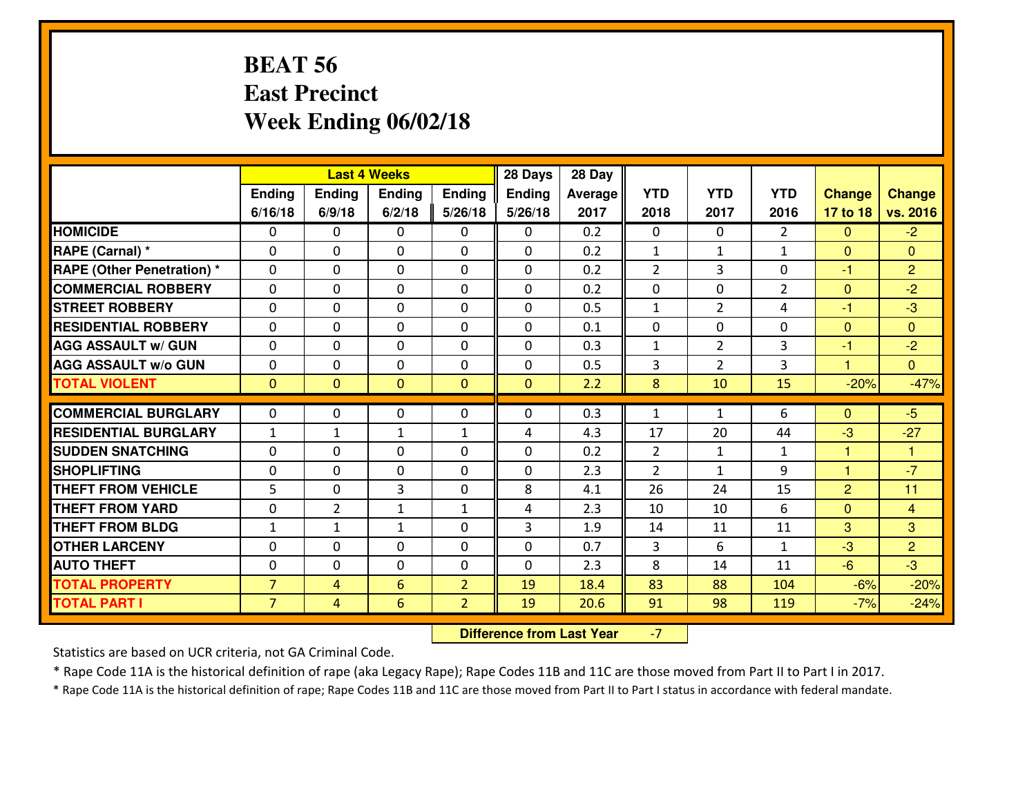# BEAT 56
## East Precinct
## Week Ending 06/02/18

| | Last 4 Weeks | | | | 28 Days | 28 Day | | | | | |
|---|---|---|---|---|---|---|---|---|---|---|---|
| | Ending 6/16/18 | Ending 6/9/18 | Ending 6/2/18 | Ending 5/26/18 | Ending 5/26/18 | Average 2017 | YTD 2018 | YTD 2017 | YTD 2016 | Change 17 to 18 | Change vs. 2016 |
| **HOMICIDE** | 0 | 0 | 0 | 0 | 0 | 0.2 | 0 | 0 | 2 | 0 | -2 |
| **RAPE (Carnal) *** | 0 | 0 | 0 | 0 | 0 | 0.2 | 1 | 1 | 1 | 0 | 0 |
| **RAPE (Other Penetration) *** | 0 | 0 | 0 | 0 | 0 | 0.2 | 2 | 3 | 0 | -1 | 2 |
| **COMMERCIAL ROBBERY** | 0 | 0 | 0 | 0 | 0 | 0.2 | 0 | 0 | 2 | 0 | -2 |
| **STREET ROBBERY** | 0 | 0 | 0 | 0 | 0 | 0.5 | 1 | 2 | 4 | -1 | -3 |
| **RESIDENTIAL ROBBERY** | 0 | 0 | 0 | 0 | 0 | 0.1 | 0 | 0 | 0 | 0 | 0 |
| **AGG ASSAULT w/ GUN** | 0 | 0 | 0 | 0 | 0 | 0.3 | 1 | 2 | 3 | -1 | -2 |
| **AGG ASSAULT w/o GUN** | 0 | 0 | 0 | 0 | 0 | 0.5 | 3 | 2 | 3 | 1 | 0 |
| **TOTAL VIOLENT** | 0 | 0 | 0 | 0 | 0 | 2.2 | 8 | 10 | 15 | -20% | -47% |
| **COMMERCIAL BURGLARY** | 0 | 0 | 0 | 0 | 0 | 0.3 | 1 | 1 | 6 | 0 | -5 |
| **RESIDENTIAL BURGLARY** | 1 | 1 | 1 | 1 | 4 | 4.3 | 17 | 20 | 44 | -3 | -27 |
| **SUDDEN SNATCHING** | 0 | 0 | 0 | 0 | 0 | 0.2 | 2 | 1 | 1 | 1 | 1 |
| **SHOPLIFTING** | 0 | 0 | 0 | 0 | 0 | 2.3 | 2 | 1 | 9 | 1 | -7 |
| **THEFT FROM VEHICLE** | 5 | 0 | 3 | 0 | 8 | 4.1 | 26 | 24 | 15 | 2 | 11 |
| **THEFT FROM YARD** | 0 | 2 | 1 | 1 | 4 | 2.3 | 10 | 10 | 6 | 0 | 4 |
| **THEFT FROM BLDG** | 1 | 1 | 1 | 0 | 3 | 1.9 | 14 | 11 | 11 | 3 | 3 |
| **OTHER LARCENY** | 0 | 0 | 0 | 0 | 0 | 0.7 | 3 | 6 | 1 | -3 | 2 |
| **AUTO THEFT** | 0 | 0 | 0 | 0 | 0 | 2.3 | 8 | 14 | 11 | -6 | -3 |
| **TOTAL PROPERTY** | 7 | 4 | 6 | 2 | 19 | 18.4 | 83 | 88 | 104 | -6% | -20% |
| **TOTAL PART I** | 7 | 4 | 6 | 2 | 19 | 20.6 | 91 | 98 | 119 | -7% | -24% |

**Difference from Last Year** -7

Statistics are based on UCR criteria, not GA Criminal Code.

* Rape Code 11A is the historical definition of rape (aka Legacy Rape); Rape Codes 11B and 11C are those moved from Part II to Part I in 2017.

* Rape Code 11A is the historical definition of rape; Rape Codes 11B and 11C are those moved from Part II to Part I status in accordance with federal mandate.